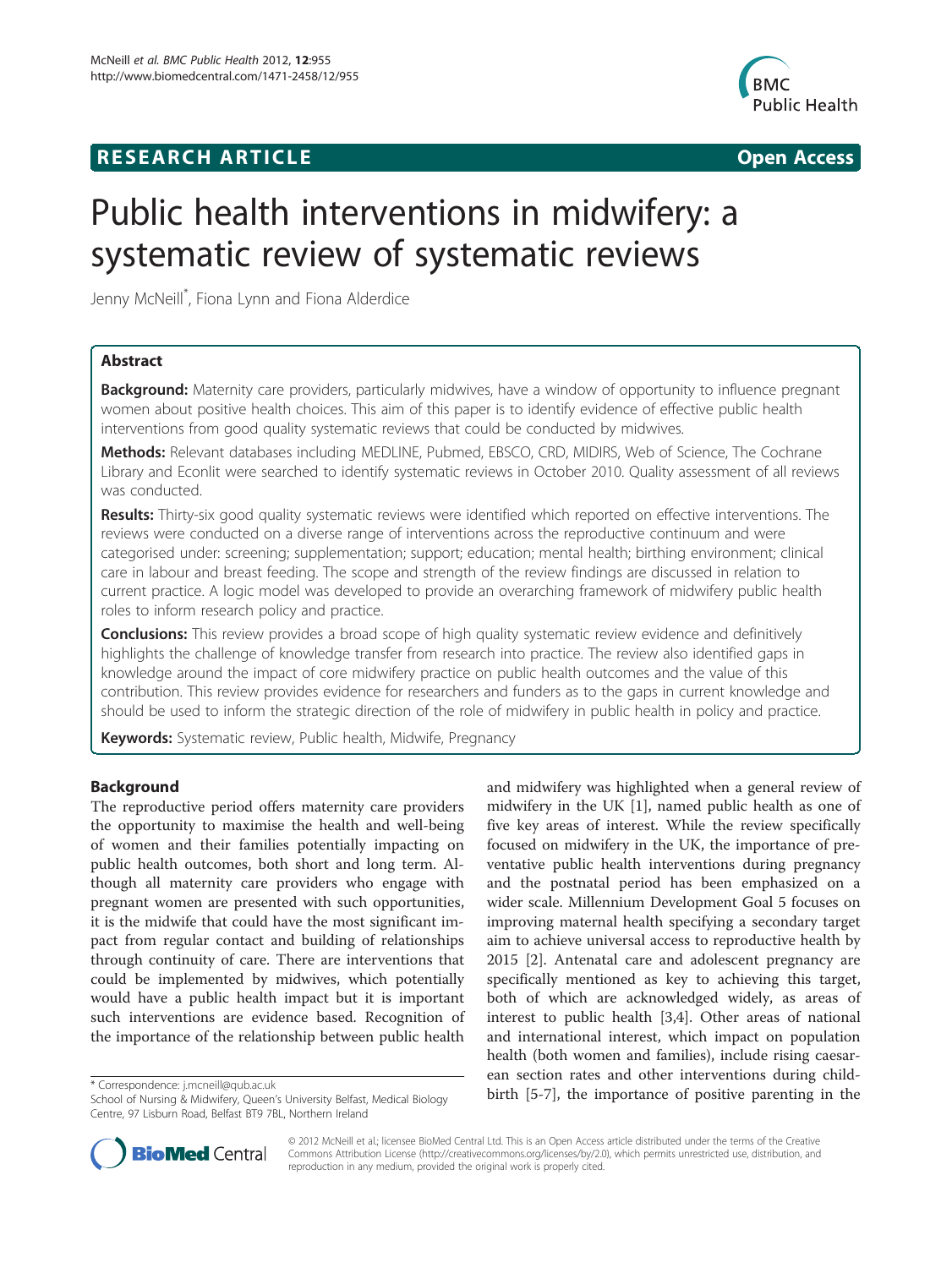**RESEARCH ARTICLE** **Open Access**

# Public health interventions in midwifery: a systematic review of systematic reviews

Jenny McNeill*, Fiona Lynn and Fiona Alderdice

## Abstract

**Background:** Maternity care providers, particularly midwives, have a window of opportunity to influence pregnant women about positive health choices. This aim of this paper is to identify evidence of effective public health interventions from good quality systematic reviews that could be conducted by midwives.

**Methods:** Relevant databases including MEDLINE, Pubmed, EBSCO, CRD, MIDIRS, Web of Science, The Cochrane Library and Econlit were searched to identify systematic reviews in October 2010. Quality assessment of all reviews was conducted.

**Results:** Thirty-six good quality systematic reviews were identified which reported on effective interventions. The reviews were conducted on a diverse range of interventions across the reproductive continuum and were categorised under: screening; supplementation; support; education; mental health; birthing environment; clinical care in labour and breast feeding. The scope and strength of the review findings are discussed in relation to current practice. A logic model was developed to provide an overarching framework of midwifery public health roles to inform research policy and practice.

**Conclusions:** This review provides a broad scope of high quality systematic review evidence and definitively highlights the challenge of knowledge transfer from research into practice. The review also identified gaps in knowledge around the impact of core midwifery practice on public health outcomes and the value of this contribution. This review provides evidence for researchers and funders as to the gaps in current knowledge and should be used to inform the strategic direction of the role of midwifery in public health in policy and practice.

**Keywords:** Systematic review, Public health, Midwife, Pregnancy

## Background

The reproductive period offers maternity care providers the opportunity to maximise the health and well-being of women and their families potentially impacting on public health outcomes, both short and long term. Although all maternity care providers who engage with pregnant women are presented with such opportunities, it is the midwife that could have the most significant impact from regular contact and building of relationships through continuity of care. There are interventions that could be implemented by midwives, which potentially would have a public health impact but it is important such interventions are evidence based. Recognition of the importance of the relationship between public health and midwifery was highlighted when a general review of midwifery in the UK [1], named public health as one of five key areas of interest. While the review specifically focused on midwifery in the UK, the importance of preventative public health interventions during pregnancy and the postnatal period has been emphasized on a wider scale. Millennium Development Goal 5 focuses on improving maternal health specifying a secondary target aim to achieve universal access to reproductive health by 2015 [2]. Antenatal care and adolescent pregnancy are specifically mentioned as key to achieving this target, both of which are acknowledged widely, as areas of interest to public health [3,4]. Other areas of national and international interest, which impact on population health (both women and families), include rising caesarean section rates and other interventions during childbirth [5-7], the importance of positive parenting in the

\* Correspondence: j.mcneill@qub.ac.uk
School of Nursing & Midwifery, Queen's University Belfast, Medical Biology Centre, 97 Lisburn Road, Belfast BT9 7BL, Northern Ireland

© 2012 McNeill et al.; licensee BioMed Central Ltd. This is an Open Access article distributed under the terms of the Creative Commons Attribution License (http://creativecommons.org/licenses/by/2.0), which permits unrestricted use, distribution, and reproduction in any medium, provided the original work is properly cited.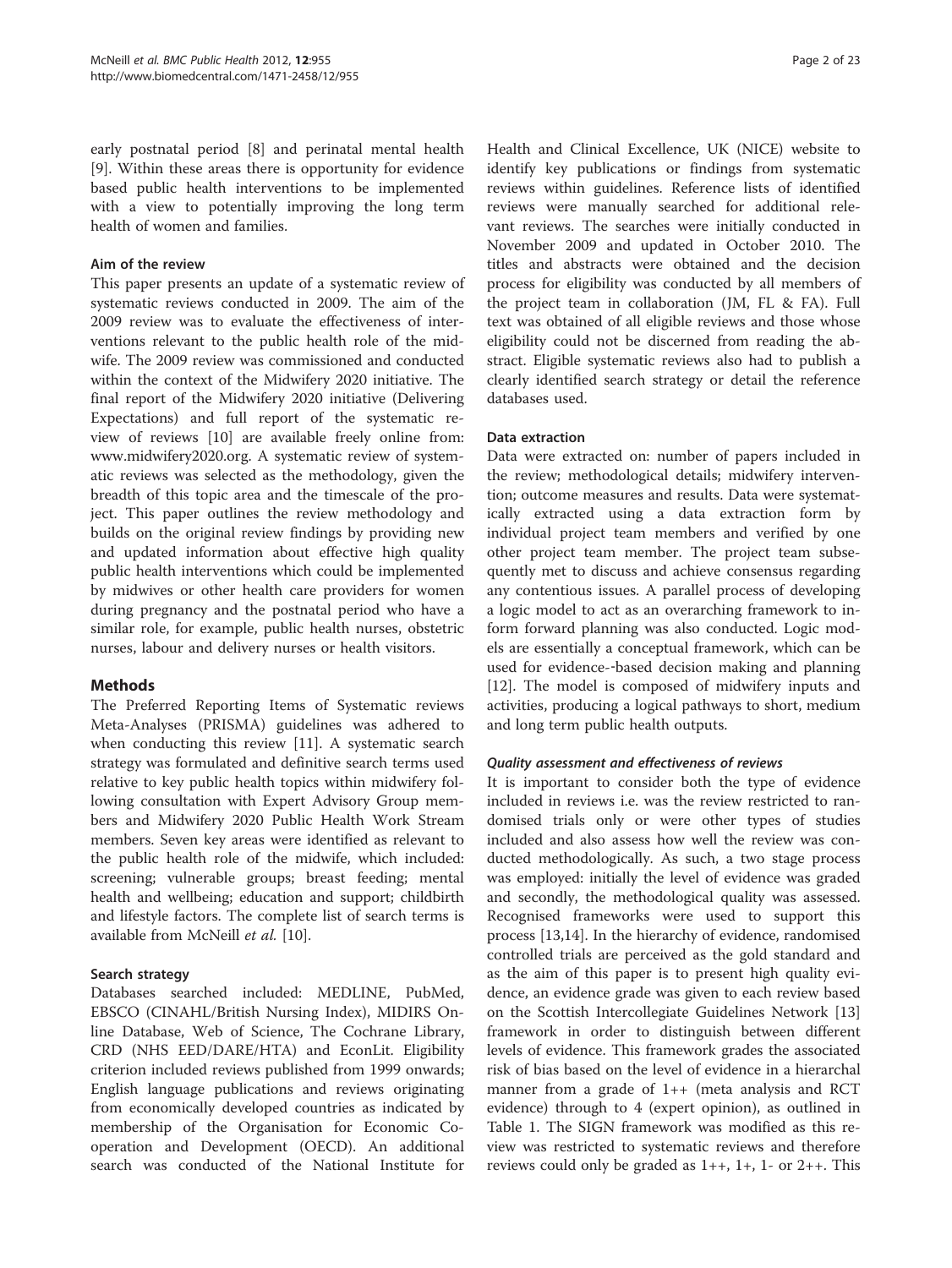early postnatal period [8] and perinatal mental health [9]. Within these areas there is opportunity for evidence based public health interventions to be implemented with a view to potentially improving the long term health of women and families.

### Aim of the review

This paper presents an update of a systematic review of systematic reviews conducted in 2009. The aim of the 2009 review was to evaluate the effectiveness of interventions relevant to the public health role of the midwife. The 2009 review was commissioned and conducted within the context of the Midwifery 2020 initiative. The final report of the Midwifery 2020 initiative (Delivering Expectations) and full report of the systematic review of reviews [10] are available freely online from: www.midwifery2020.org. A systematic review of systematic reviews was selected as the methodology, given the breadth of this topic area and the timescale of the project. This paper outlines the review methodology and builds on the original review findings by providing new and updated information about effective high quality public health interventions which could be implemented by midwives or other health care providers for women during pregnancy and the postnatal period who have a similar role, for example, public health nurses, obstetric nurses, labour and delivery nurses or health visitors.

## Methods

The Preferred Reporting Items of Systematic reviews Meta-Analyses (PRISMA) guidelines was adhered to when conducting this review [11]. A systematic search strategy was formulated and definitive search terms used relative to key public health topics within midwifery following consultation with Expert Advisory Group members and Midwifery 2020 Public Health Work Stream members. Seven key areas were identified as relevant to the public health role of the midwife, which included: screening; vulnerable groups; breast feeding; mental health and wellbeing; education and support; childbirth and lifestyle factors. The complete list of search terms is available from McNeill *et al.* [10].

### Search strategy

Databases searched included: MEDLINE, PubMed, EBSCO (CINAHL/British Nursing Index), MIDIRS Online Database, Web of Science, The Cochrane Library, CRD (NHS EED/DARE/HTA) and EconLit. Eligibility criterion included reviews published from 1999 onwards; English language publications and reviews originating from economically developed countries as indicated by membership of the Organisation for Economic Cooperation and Development (OECD). An additional search was conducted of the National Institute for Health and Clinical Excellence, UK (NICE) website to identify key publications or findings from systematic reviews within guidelines. Reference lists of identified reviews were manually searched for additional relevant reviews. The searches were initially conducted in November 2009 and updated in October 2010. The titles and abstracts were obtained and the decision process for eligibility was conducted by all members of the project team in collaboration (JM, FL & FA). Full text was obtained of all eligible reviews and those whose eligibility could not be discerned from reading the abstract. Eligible systematic reviews also had to publish a clearly identified search strategy or detail the reference databases used.

### Data extraction

Data were extracted on: number of papers included in the review; methodological details; midwifery intervention; outcome measures and results. Data were systematically extracted using a data extraction form by individual project team members and verified by one other project team member. The project team subsequently met to discuss and achieve consensus regarding any contentious issues. A parallel process of developing a logic model to act as an overarching framework to inform forward planning was also conducted. Logic models are essentially a conceptual framework, which can be used for evidence--based decision making and planning [12]. The model is composed of midwifery inputs and activities, producing a logical pathways to short, medium and long term public health outputs.

#### *Quality assessment and effectiveness of reviews*

It is important to consider both the type of evidence included in reviews i.e. was the review restricted to randomised trials only or were other types of studies included and also assess how well the review was conducted methodologically. As such, a two stage process was employed: initially the level of evidence was graded and secondly, the methodological quality was assessed. Recognised frameworks were used to support this process [13,14]. In the hierarchy of evidence, randomised controlled trials are perceived as the gold standard and as the aim of this paper is to present high quality evidence, an evidence grade was given to each review based on the Scottish Intercollegiate Guidelines Network [13] framework in order to distinguish between different levels of evidence. This framework grades the associated risk of bias based on the level of evidence in a hierarchal manner from a grade of 1++ (meta analysis and RCT evidence) through to 4 (expert opinion), as outlined in Table 1. The SIGN framework was modified as this review was restricted to systematic reviews and therefore reviews could only be graded as 1++, 1+, 1- or 2++. This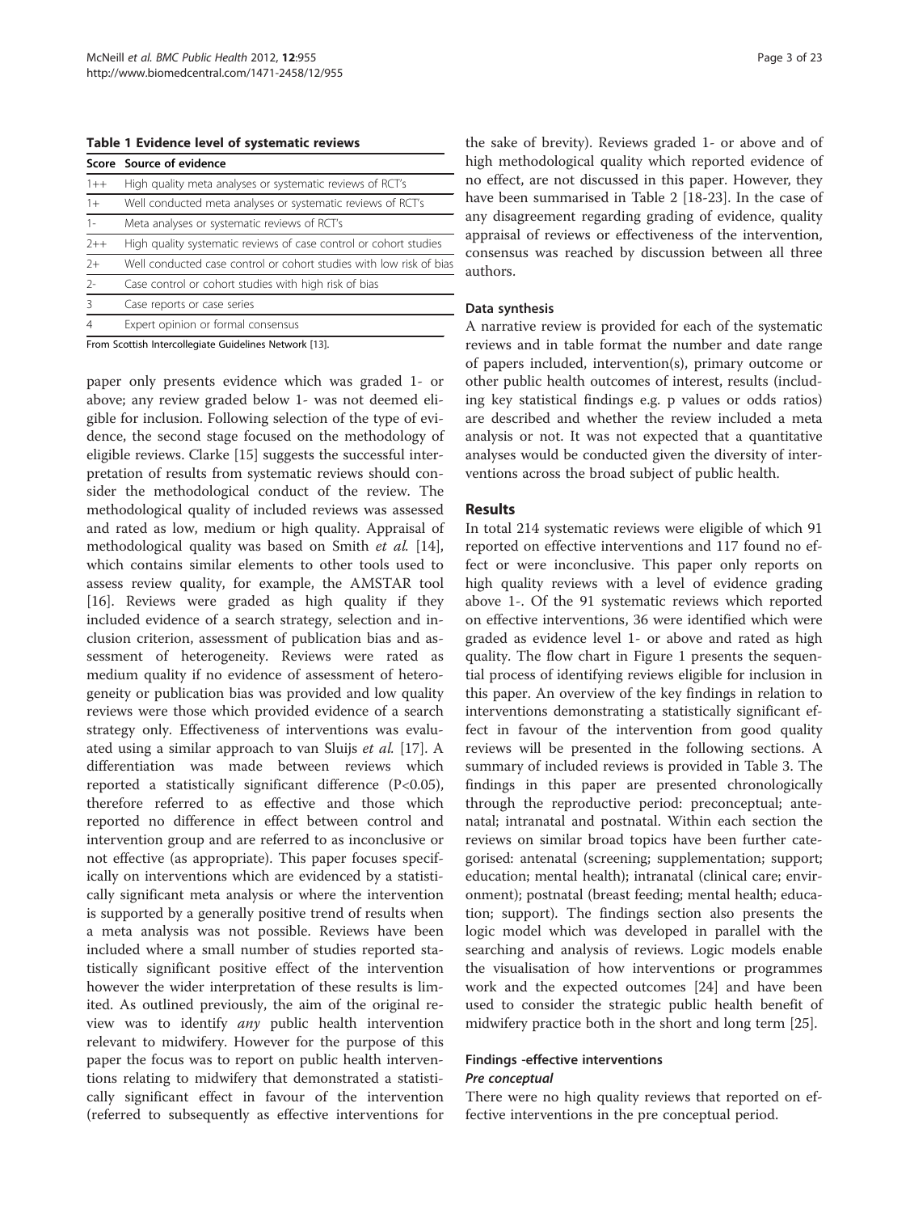**Table 1 Evidence level of systematic reviews**

| Score | Source of evidence |
|---|---|
| 1++ | High quality meta analyses or systematic reviews of RCT's |
| 1+ | Well conducted meta analyses or systematic reviews of RCT's |
| 1- | Meta analyses or systematic reviews of RCT's |
| 2++ | High quality systematic reviews of case control or cohort studies |
| 2+ | Well conducted case control or cohort studies with low risk of bias |
| 2- | Case control or cohort studies with high risk of bias |
| 3 | Case reports or case series |
| 4 | Expert opinion or formal consensus |

From Scottish Intercollegiate Guidelines Network [13].

paper only presents evidence which was graded 1- or above; any review graded below 1- was not deemed eligible for inclusion. Following selection of the type of evidence, the second stage focused on the methodology of eligible reviews. Clarke [15] suggests the successful interpretation of results from systematic reviews should consider the methodological conduct of the review. The methodological quality of included reviews was assessed and rated as low, medium or high quality. Appraisal of methodological quality was based on Smith *et al.* [14], which contains similar elements to other tools used to assess review quality, for example, the AMSTAR tool [16]. Reviews were graded as high quality if they included evidence of a search strategy, selection and inclusion criterion, assessment of publication bias and assessment of heterogeneity. Reviews were rated as medium quality if no evidence of assessment of heterogeneity or publication bias was provided and low quality reviews were those which provided evidence of a search strategy only. Effectiveness of interventions was evaluated using a similar approach to van Sluijs *et al.* [17]. A differentiation was made between reviews which reported a statistically significant difference ($P<0.05$), therefore referred to as effective and those which reported no difference in effect between control and intervention group and are referred to as inconclusive or not effective (as appropriate). This paper focuses specifically on interventions which are evidenced by a statistically significant meta analysis or where the intervention is supported by a generally positive trend of results when a meta analysis was not possible. Reviews have been included where a small number of studies reported statistically significant positive effect of the intervention however the wider interpretation of these results is limited. As outlined previously, the aim of the original review was to identify *any* public health intervention relevant to midwifery. However for the purpose of this paper the focus was to report on public health interventions relating to midwifery that demonstrated a statistically significant effect in favour of the intervention (referred to subsequently as effective interventions for the sake of brevity). Reviews graded 1- or above and of high methodological quality which reported evidence of no effect, are not discussed in this paper. However, they have been summarised in Table 2 [18-23]. In the case of any disagreement regarding grading of evidence, quality appraisal of reviews or effectiveness of the intervention, consensus was reached by discussion between all three authors.

### Data synthesis

A narrative review is provided for each of the systematic reviews and in table format the number and date range of papers included, intervention(s), primary outcome or other public health outcomes of interest, results (including key statistical findings e.g. p values or odds ratios) are described and whether the review included a meta analysis or not. It was not expected that a quantitative analyses would be conducted given the diversity of interventions across the broad subject of public health.

## Results

In total 214 systematic reviews were eligible of which 91 reported on effective interventions and 117 found no effect or were inconclusive. This paper only reports on high quality reviews with a level of evidence grading above 1-. Of the 91 systematic reviews which reported on effective interventions, 36 were identified which were graded as evidence level 1- or above and rated as high quality. The flow chart in Figure 1 presents the sequential process of identifying reviews eligible for inclusion in this paper. An overview of the key findings in relation to interventions demonstrating a statistically significant effect in favour of the intervention from good quality reviews will be presented in the following sections. A summary of included reviews is provided in Table 3. The findings in this paper are presented chronologically through the reproductive period: preconceptual; antenatal; intranatal and postnatal. Within each section the reviews on similar broad topics have been further categorised: antenatal (screening; supplementation; support; education; mental health); intranatal (clinical care; environment); postnatal (breast feeding; mental health; education; support). The findings section also presents the logic model which was developed in parallel with the searching and analysis of reviews. Logic models enable the visualisation of how interventions or programmes work and the expected outcomes [24] and have been used to consider the strategic public health benefit of midwifery practice both in the short and long term [25].

### Findings -effective interventions

#### *Pre conceptual*

There were no high quality reviews that reported on effective interventions in the pre conceptual period.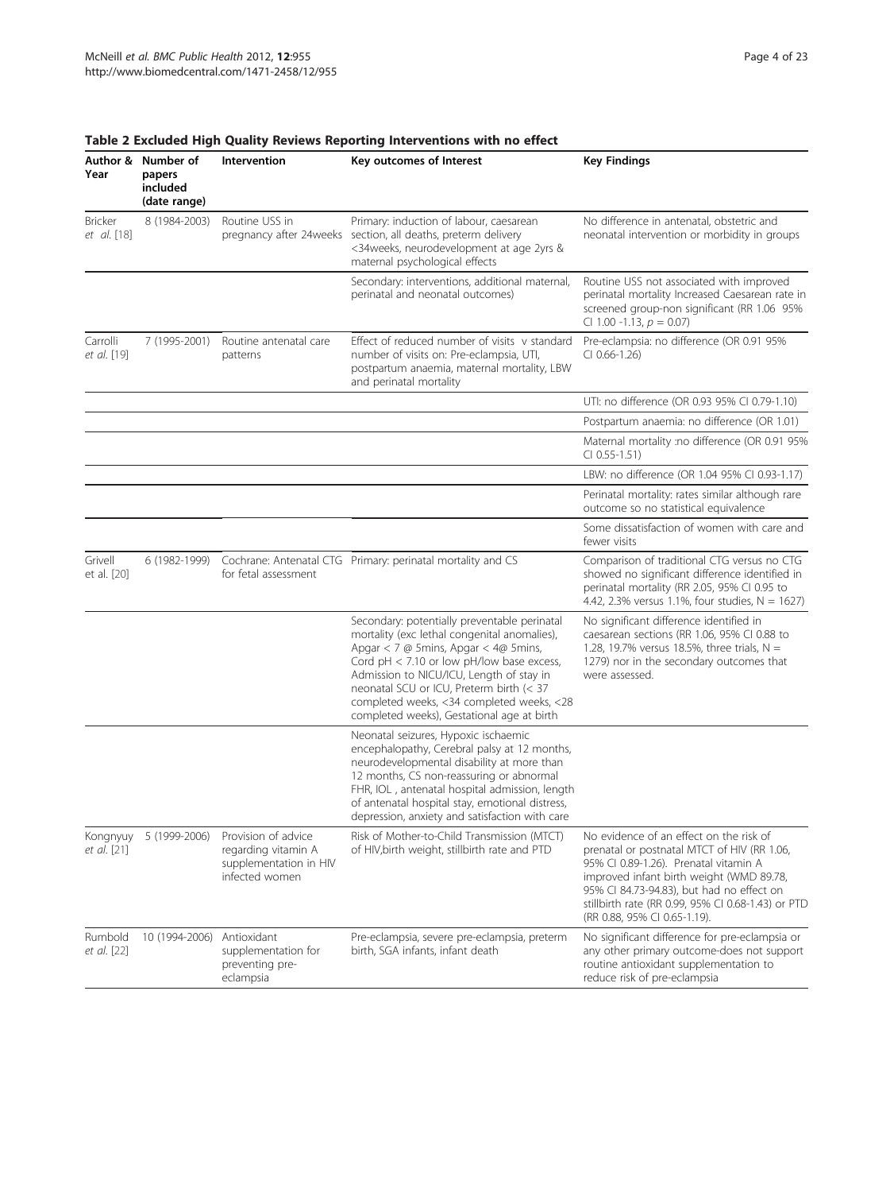**Table 2 Excluded High Quality Reviews Reporting Interventions with no effect**

| Author & Year | Number of papers included (date range) | Intervention | Key outcomes of Interest | Key Findings |
|---|---|---|---|---|
| Bricker *et al.* [18] | 8 (1984-2003) | Routine USS in pregnancy after 24weeks | Primary: induction of labour, caesarean section, all deaths, preterm delivery <34weeks, neurodevelopment at age 2yrs & maternal psychological effects | No difference in antenatal, obstetric and neonatal intervention or morbidity in groups |
| | | | Secondary: interventions, additional maternal, perinatal and neonatal outcomes) | Routine USS not associated with improved perinatal mortality Increased Caesarean rate in screened group-non significant (RR 1.06 95% CI 1.00 -1.13, $p = 0.07$) |
| Carrolli *et al.* [19] | 7 (1995-2001) | Routine antenatal care patterns | Effect of reduced number of visits v standard number of visits on: Pre-eclampsia, UTI, postpartum anaemia, maternal mortality, LBW and perinatal mortality | Pre-eclampsia: no difference (OR 0.91 95% CI 0.66-1.26) |
| | | | | UTI: no difference (OR 0.93 95% CI 0.79-1.10) |
| | | | | Postpartum anaemia: no difference (OR 1.01) |
| | | | | Maternal mortality :no difference (OR 0.91 95% CI 0.55-1.51) |
| | | | | LBW: no difference (OR 1.04 95% CI 0.93-1.17) |
| | | | | Perinatal mortality: rates similar although rare outcome so no statistical equivalence |
| | | | | Some dissatisfaction of women with care and fewer visits |
| Grivell et al. [20] | 6 (1982-1999) | Cochrane: Antenatal CTG for fetal assessment | Primary: perinatal mortality and CS | Comparison of traditional CTG versus no CTG showed no significant difference identified in perinatal mortality (RR 2.05, 95% CI 0.95 to 4.42, 2.3% versus 1.1%, four studies, N = 1627) |
| | | | Secondary: potentially preventable perinatal mortality (exc lethal congenital anomalies), Apgar < 7 @ 5mins, Apgar < 4@ 5mins, Cord pH < 7.10 or low pH/low base excess, Admission to NICU/ICU, Length of stay in neonatal SCU or ICU, Preterm birth (< 37 completed weeks, <34 completed weeks, <28 completed weeks), Gestational age at birth | No significant difference identified in caesarean sections (RR 1.06, 95% CI 0.88 to 1.28, 19.7% versus 18.5%, three trials, N = 1279) nor in the secondary outcomes that were assessed. |
| | | | Neonatal seizures, Hypoxic ischaemic encephalopathy, Cerebral palsy at 12 months, neurodevelopmental disability at more than 12 months, CS non-reassuring or abnormal FHR, IOL , antenatal hospital admission, length of antenatal hospital stay, emotional distress, depression, anxiety and satisfaction with care | |
| Kongnyuy *et al.* [21] | 5 (1999-2006) | Provision of advice regarding vitamin A supplementation in HIV infected women | Risk of Mother-to-Child Transmission (MTCT) of HIV,birth weight, stillbirth rate and PTD | No evidence of an effect on the risk of prenatal or postnatal MTCT of HIV (RR 1.06, 95% CI 0.89-1.26). Prenatal vitamin A improved infant birth weight (WMD 89.78, 95% CI 84.73-94.83), but had no effect on stillbirth rate (RR 0.99, 95% CI 0.68-1.43) or PTD (RR 0.88, 95% CI 0.65-1.19). |
| Rumbold *et al.* [22] | 10 (1994-2006) | Antioxidant supplementation for preventing pre-eclampsia | Pre-eclampsia, severe pre-eclampsia, preterm birth, SGA infants, infant death | No significant difference for pre-eclampsia or any other primary outcome-does not support routine antioxidant supplementation to reduce risk of pre-eclampsia |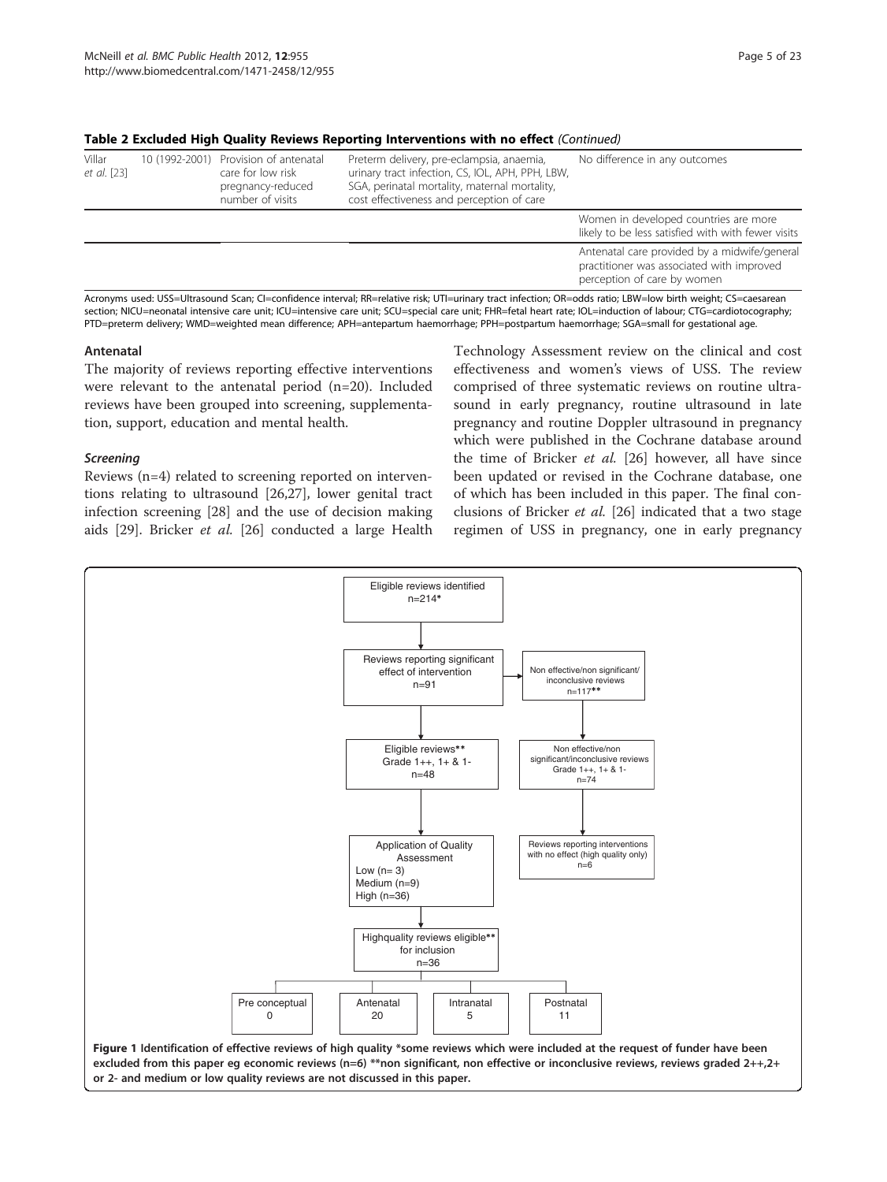**Table 2 Excluded High Quality Reviews Reporting Interventions with no effect** *(Continued)*

| | | | | |
|---|---|---|---|---|
| Villar *et al.* [23] | 10 (1992-2001) | Provision of antenatal care for low risk pregnancy-reduced number of visits | Preterm delivery, pre-eclampsia, anaemia, urinary tract infection, CS, IOL, APH, PPH, LBW, SGA, perinatal mortality, maternal mortality, cost effectiveness and perception of care | No difference in any outcomes |
| | | | | Women in developed countries are more likely to be less satisfied with with fewer visits |
| | | | | Antenatal care provided by a midwife/general practitioner was associated with improved perception of care by women |

Acronyms used: USS=Ultrasound Scan; CI=confidence interval; RR=relative risk; UTI=urinary tract infection; OR=odds ratio; LBW=low birth weight; CS=caesarean section; NICU=neonatal intensive care unit; ICU=intensive care unit; SCU=special care unit; FHR=fetal heart rate; IOL=induction of labour; CTG=cardiotocography; PTD=preterm delivery; WMD=weighted mean difference; APH=antepartum haemorrhage; PPH=postpartum haemorrhage; SGA=small for gestational age.

### Antenatal

The majority of reviews reporting effective interventions were relevant to the antenatal period (n=20). Included reviews have been grouped into screening, supplementation, support, education and mental health.

#### *Screening*

Reviews (n=4) related to screening reported on interventions relating to ultrasound [26,27], lower genital tract infection screening [28] and the use of decision making aids [29]. Bricker *et al.* [26] conducted a large Health Technology Assessment review on the clinical and cost effectiveness and women's views of USS. The review comprised of three systematic reviews on routine ultrasound in early pregnancy, routine ultrasound in late pregnancy and routine Doppler ultrasound in pregnancy which were published in the Cochrane database around the time of Bricker *et al.* [26] however, all have since been updated or revised in the Cochrane database, one of which has been included in this paper. The final conclusions of Bricker *et al.* [26] indicated that a two stage regimen of USS in pregnancy, one in early pregnancy

Eligible reviews identified n=214*
→ Reviews reporting significant effect of intervention n=91
→ Non effective/non significant/inconclusive reviews n=117**
→ Eligible reviews** Grade 1++, 1+ & 1- n=48
→ Non effective/non significant/inconclusive reviews Grade 1++, 1+ & 1- n=74
→ Reviews reporting interventions with no effect (high quality only) n=6
→ Application of Quality Assessment: Low (n= 3), Medium (n=9), High (n=36)
→ Highquality reviews eligible** for inclusion n=36
→ Pre conceptual 0 | Antenatal 20 | Intranatal 5 | Postnatal 11

**Figure 1 Identification of effective reviews of high quality \*some reviews which were included at the request of funder have been excluded from this paper eg economic reviews (n=6) \*\*non significant, non effective or inconclusive reviews, reviews graded 2++,2+ or 2- and medium or low quality reviews are not discussed in this paper.**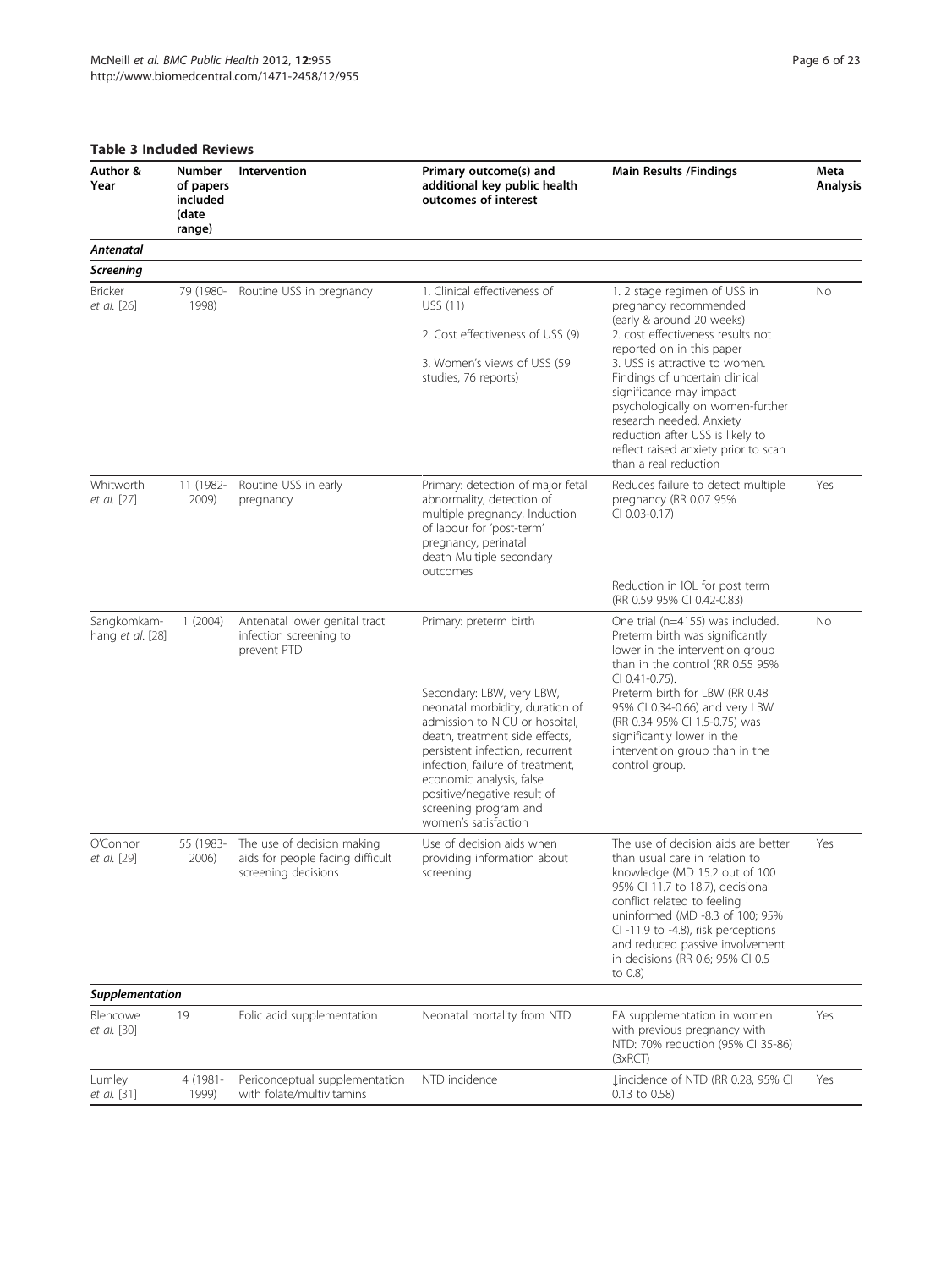**Table 3 Included Reviews**

| Author & Year | Number of papers included (date range) | Intervention | Primary outcome(s) and additional key public health outcomes of interest | Main Results /Findings | Meta Analysis |
|---|---|---|---|---|---|
| ***Antenatal*** | | | | | |
| ***Screening*** | | | | | |
| Bricker *et al.* [26] | 79 (1980-1998) | Routine USS in pregnancy | 1. Clinical effectiveness of USS (11)<br>2. Cost effectiveness of USS (9)<br>3. Women's views of USS (59 studies, 76 reports) | 1. 2 stage regimen of USS in pregnancy recommended (early & around 20 weeks)<br>2. cost effectiveness results not reported on in this paper<br>3. USS is attractive to women. Findings of uncertain clinical significance may impact psychologically on women-further research needed. Anxiety reduction after USS is likely to reflect raised anxiety prior to scan than a real reduction | No |
| Whitworth *et al.* [27] | 11 (1982-2009) | Routine USS in early pregnancy | Primary: detection of major fetal abnormality, detection of multiple pregnancy, Induction of labour for 'post-term' pregnancy, perinatal death Multiple secondary outcomes | Reduces failure to detect multiple pregnancy (RR 0.07 95% CI 0.03-0.17)<br><br>Reduction in IOL for post term (RR 0.59 95% CI 0.42-0.83) | Yes |
| Sangkomkamhang *et al.* [28] | 1 (2004) | Antenatal lower genital tract infection screening to prevent PTD | Primary: preterm birth<br><br>Secondary: LBW, very LBW, neonatal morbidity, duration of admission to NICU or hospital, death, treatment side effects, persistent infection, recurrent infection, failure of treatment, economic analysis, false positive/negative result of screening program and women's satisfaction | One trial (n=4155) was included. Preterm birth was significantly lower in the intervention group than in the control (RR 0.55 95% CI 0.41-0.75).<br>Preterm birth for LBW (RR 0.48 95% CI 0.34-0.66) and very LBW (RR 0.34 95% CI 1.5-0.75) was significantly lower in the intervention group than in the control group. | No |
| O'Connor *et al.* [29] | 55 (1983-2006) | The use of decision making aids for people facing difficult screening decisions | Use of decision aids when providing information about screening | The use of decision aids are better than usual care in relation to knowledge (MD 15.2 out of 100 95% CI 11.7 to 18.7), decisional conflict related to feeling uninformed (MD -8.3 of 100; 95% CI -11.9 to -4.8), risk perceptions and reduced passive involvement in decisions (RR 0.6; 95% CI 0.5 to 0.8) | Yes |
| ***Supplementation*** | | | | | |
| Blencowe *et al.* [30] | 19 | Folic acid supplementation | Neonatal mortality from NTD | FA supplementation in women with previous pregnancy with NTD: 70% reduction (95% CI 35-86) (3xRCT) | Yes |
| Lumley *et al.* [31] | 4 (1981-1999) | Periconceptual supplementation with folate/multivitamins | NTD incidence | ↓incidence of NTD (RR 0.28, 95% CI 0.13 to 0.58) | Yes |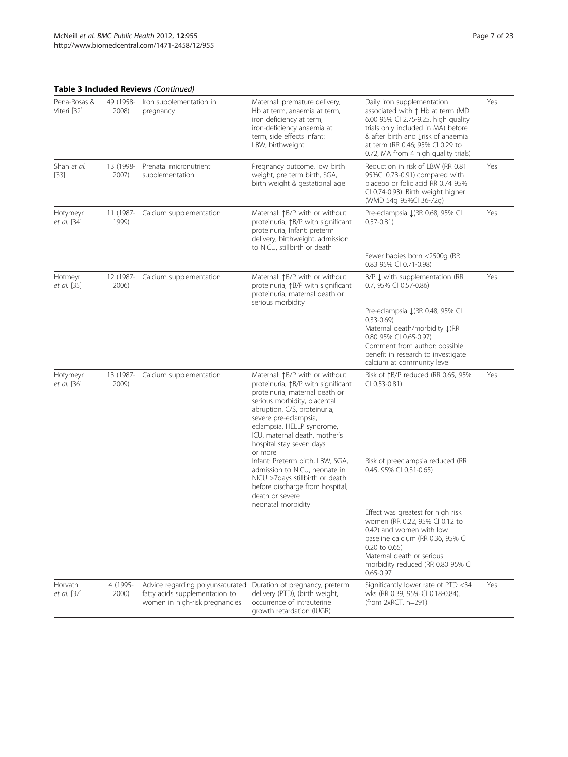**Table 3 Included Reviews** *(Continued)*

| | | | | | |
|---|---|---|---|---|---|
| Pena-Rosas & Viteri [32] | 49 (1958-2008) | Iron supplementation in pregnancy | Maternal: premature delivery, Hb at term, anaemia at term, iron deficiency at term, iron-deficiency anaemia at term, side effects Infant: LBW, birthweight | Daily iron supplementation associated with ↑ Hb at term (MD 6.00 95% CI 2.75-9.25, high quality trials only included in MA) before & after birth and ↓risk of anaemia at term (RR 0.46; 95% CI 0.29 to 0.72, MA from 4 high quality trials) | Yes |
| Shah *et al.* [33] | 13 (1998-2007) | Prenatal micronutrient supplementation | Pregnancy outcome, low birth weight, pre term birth, SGA, birth weight & gestational age | Reduction in risk of LBW (RR 0.81 95%CI 0.73-0.91) compared with placebo or folic acid RR 0.74 95% CI 0.74-0.93). Birth weight higher (WMD 54g 95%CI 36-72g) | Yes |
| Hofymeyr *et al.* [34] | 11 (1987-1999) | Calcium supplementation | Maternal: ↑B/P with or without proteinuria, ↑B/P with significant proteinuria, Infant: preterm delivery, birthweight, admission to NICU, stillbirth or death | Pre-eclampsia ↓(RR 0.68, 95% CI 0.57-0.81)<br><br>Fewer babies born <2500g (RR 0.83 95% CI 0.71-0.98) | Yes |
| Hofmeyr *et al.* [35] | 12 (1987-2006) | Calcium supplementation | Maternal: ↑B/P with or without proteinuria, ↑B/P with significant proteinuria, maternal death or serious morbidity | B/P ↓ with supplementation (RR 0.7, 95% CI 0.57-0.86)<br><br>Pre-eclampsia ↓(RR 0.48, 95% CI 0.33-0.69)<br>Maternal death/morbidity ↓(RR 0.80 95% CI 0.65-0.97)<br>Comment from author: possible benefit in research to investigate calcium at community level | Yes |
| Hofymeyr *et al.* [36] | 13 (1987-2009) | Calcium supplementation | Maternal: ↑B/P with or without proteinuria, ↑B/P with significant proteinuria, maternal death or serious morbidity, placental abruption, C/S, proteinuria, severe pre-eclampsia, eclampsia, HELLP syndrome, ICU, maternal death, mother's hospital stay seven days or more<br>Infant: Preterm birth, LBW, SGA, admission to NICU, neonate in NICU >7days stillbirth or death before discharge from hospital, death or severe neonatal morbidity | Risk of ↑B/P reduced (RR 0.65, 95% CI 0.53-0.81)<br><br>Risk of preeclampsia reduced (RR 0.45, 95% CI 0.31-0.65)<br><br>Effect was greatest for high risk women (RR 0.22, 95% CI 0.12 to 0.42) and women with low baseline calcium (RR 0.36, 95% CI 0.20 to 0.65)<br>Maternal death or serious morbidity reduced (RR 0.80 95% CI 0.65-0.97 | Yes |
| Horvath *et al.* [37] | 4 (1995-2000) | Advice regarding polyunsaturated fatty acids supplementation to women in high-risk pregnancies | Duration of pregnancy, preterm delivery (PTD), (birth weight, occurrence of intrauterine growth retardation (IUGR) | Significantly lower rate of PTD <34 wks (RR 0.39, 95% CI 0.18-0.84). (from 2xRCT, n=291) | Yes |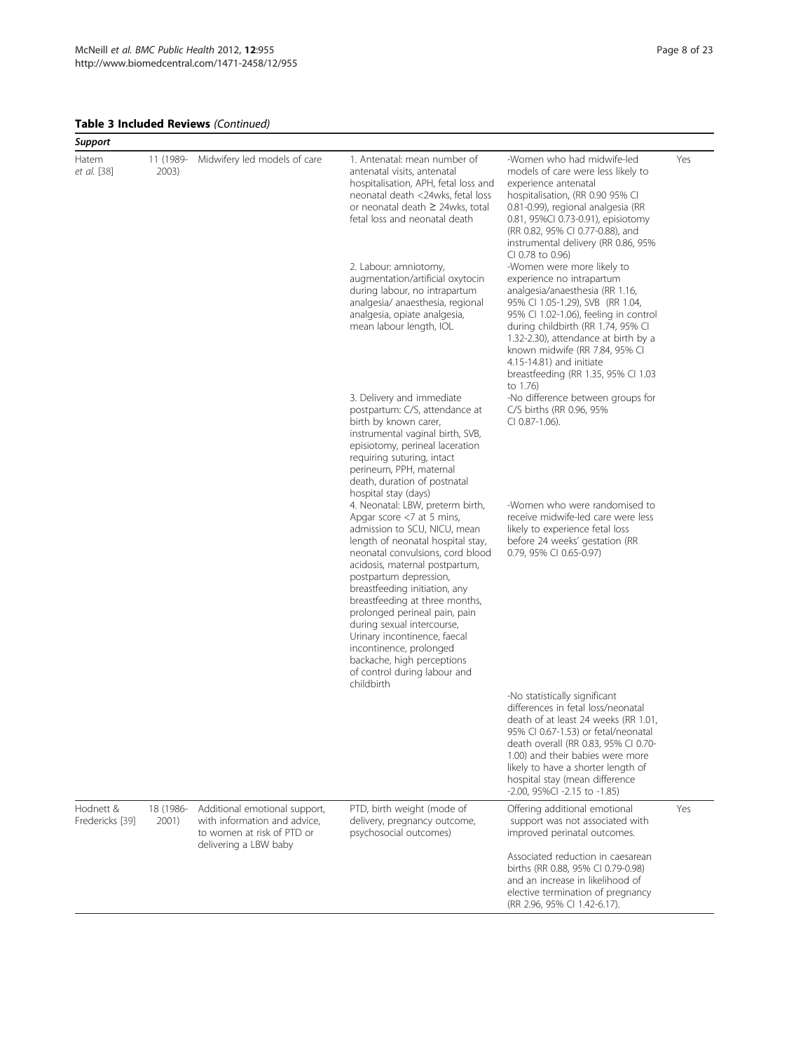**Table 3 Included Reviews** *(Continued)*

| *Support* | | | | | |
|---|---|---|---|---|---|
| Hatem *et al.* [38] | 11 (1989-2003) | Midwifery led models of care | 1. Antenatal: mean number of antenatal visits, antenatal hospitalisation, APH, fetal loss and neonatal death <24wks, fetal loss or neonatal death ≥ 24wks, total fetal loss and neonatal death | -Women who had midwife-led models of care were less likely to experience antenatal hospitalisation, (RR 0.90 95% CI 0.81-0.99), regional analgesia (RR 0.81, 95%CI 0.73-0.91), episiotomy (RR 0.82, 95% CI 0.77-0.88), and instrumental delivery (RR 0.86, 95% CI 0.78 to 0.96) | Yes |
| | | | 2. Labour: amniotomy, augmentation/artificial oxytocin during labour, no intrapartum analgesia/ anaesthesia, regional analgesia, opiate analgesia, mean labour length, IOL | -Women were more likely to experience no intrapartum analgesia/anaesthesia (RR 1.16, 95% CI 1.05-1.29), SVB (RR 1.04, 95% CI 1.02-1.06), feeling in control during childbirth (RR 1.74, 95% CI 1.32-2.30), attendance at birth by a known midwife (RR 7.84, 95% CI 4.15-14.81) and initiate breastfeeding (RR 1.35, 95% CI 1.03 to 1.76) | |
| | | | 3. Delivery and immediate postpartum: C/S, attendance at birth by known carer, instrumental vaginal birth, SVB, episiotomy, perineal laceration requiring suturing, intact perineum, PPH, maternal death, duration of postnatal hospital stay (days) | -No difference between groups for C/S births (RR 0.96, 95% CI 0.87-1.06). | |
| | | | 4. Neonatal: LBW, preterm birth, Apgar score <7 at 5 mins, admission to SCU, NICU, mean length of neonatal hospital stay, neonatal convulsions, cord blood acidosis, maternal postpartum, postpartum depression, breastfeeding initiation, any breastfeeding at three months, prolonged perineal pain, pain during sexual intercourse, Urinary incontinence, faecal incontinence, prolonged backache, high perceptions of control during labour and childbirth | -Women who were randomised to receive midwife-led care were less likely to experience fetal loss before 24 weeks' gestation (RR 0.79, 95% CI 0.65-0.97) | |
| | | | | -No statistically significant differences in fetal loss/neonatal death of at least 24 weeks (RR 1.01, 95% CI 0.67-1.53) or fetal/neonatal death overall (RR 0.83, 95% CI 0.70-1.00) and their babies were more likely to have a shorter length of hospital stay (mean difference -2.00, 95%CI -2.15 to -1.85) | |
| Hodnett & Fredericks [39] | 18 (1986-2001) | Additional emotional support, with information and advice, to women at risk of PTD or delivering a LBW baby | PTD, birth weight (mode of delivery, pregnancy outcome, psychosocial outcomes) | Offering additional emotional support was not associated with improved perinatal outcomes.<br><br>Associated reduction in caesarean births (RR 0.88, 95% CI 0.79-0.98) and an increase in likelihood of elective termination of pregnancy (RR 2.96, 95% CI 1.42-6.17). | Yes |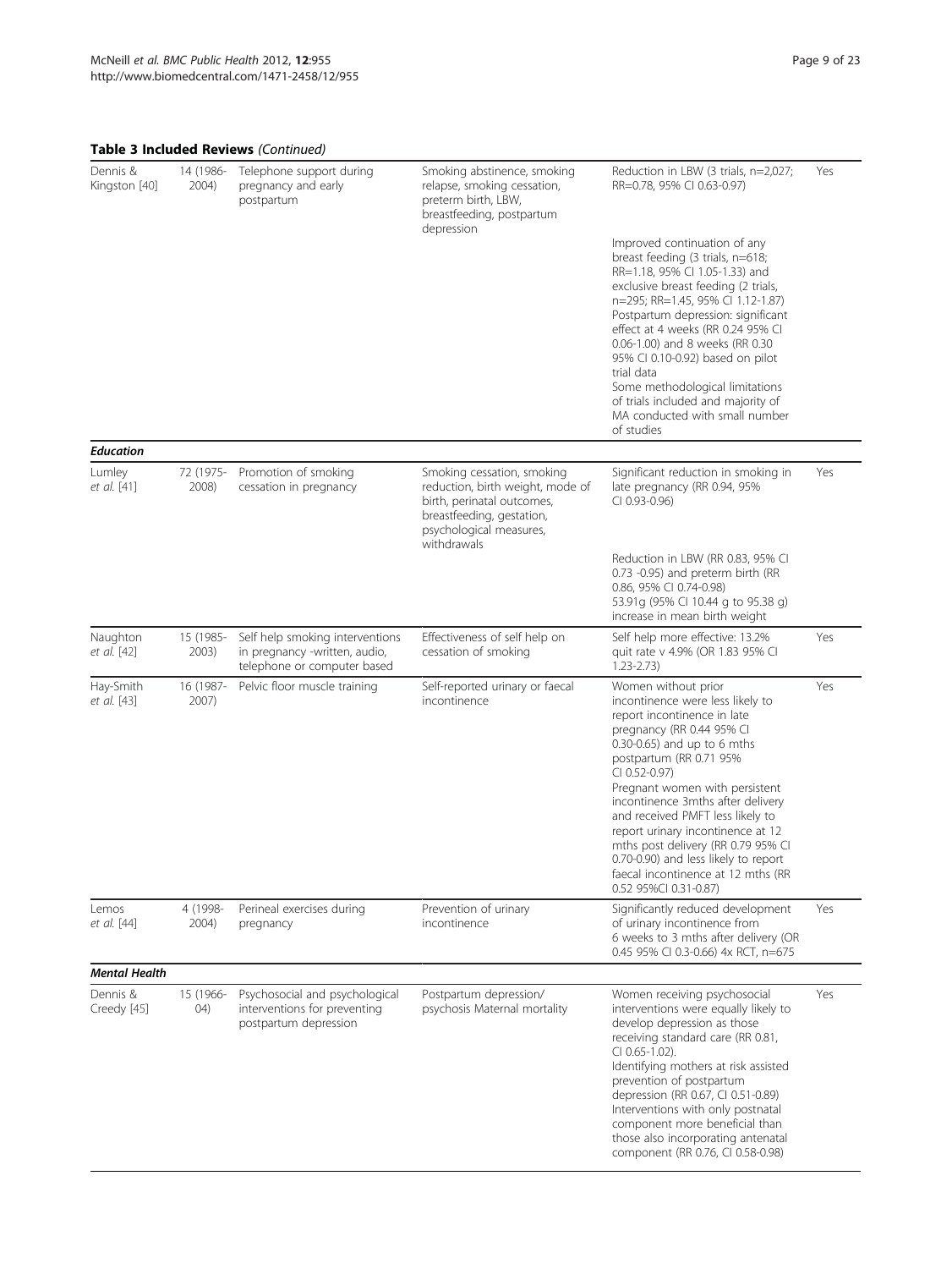**Table 3 Included Reviews** *(Continued)*

| | | | | | |
|---|---|---|---|---|---|
| Dennis & Kingston [40] | 14 (1986-2004) | Telephone support during pregnancy and early postpartum | Smoking abstinence, smoking relapse, smoking cessation, preterm birth, LBW, breastfeeding, postpartum depression | Reduction in LBW (3 trials, n=2,027; RR=0.78, 95% CI 0.63-0.97) | Yes |
| | | | | Improved continuation of any breast feeding (3 trials, n=618; RR=1.18, 95% CI 1.05-1.33) and exclusive breast feeding (2 trials, n=295; RR=1.45, 95% CI 1.12-1.87) Postpartum depression: significant effect at 4 weeks (RR 0.24 95% CI 0.06-1.00) and 8 weeks (RR 0.30 95% CI 0.10-0.92) based on pilot trial data Some methodological limitations of trials included and majority of MA conducted with small number of studies | |
| ***Education*** | | | | | |
| Lumley *et al.* [41] | 72 (1975-2008) | Promotion of smoking cessation in pregnancy | Smoking cessation, smoking reduction, birth weight, mode of birth, perinatal outcomes, breastfeeding, gestation, psychological measures, withdrawals | Significant reduction in smoking in late pregnancy (RR 0.94, 95% CI 0.93-0.96) | Yes |
| | | | | Reduction in LBW (RR 0.83, 95% CI 0.73 -0.95) and preterm birth (RR 0.86, 95% CI 0.74-0.98) 53.91g (95% CI 10.44 g to 95.38 g) increase in mean birth weight | |
| Naughton *et al.* [42] | 15 (1985-2003) | Self help smoking interventions in pregnancy -written, audio, telephone or computer based | Effectiveness of self help on cessation of smoking | Self help more effective: 13.2% quit rate v 4.9% (OR 1.83 95% CI 1.23-2.73) | Yes |
| Hay-Smith *et al.* [43] | 16 (1987-2007) | Pelvic floor muscle training | Self-reported urinary or faecal incontinence | Women without prior incontinence were less likely to report incontinence in late pregnancy (RR 0.44 95% CI 0.30-0.65) and up to 6 mths postpartum (RR 0.71 95% CI 0.52-0.97) Pregnant women with persistent incontinence 3mths after delivery and received PMFT less likely to report urinary incontinence at 12 mths post delivery (RR 0.79 95% CI 0.70-0.90) and less likely to report faecal incontinence at 12 mths (RR 0.52 95%CI 0.31-0.87) | Yes |
| Lemos *et al.* [44] | 4 (1998-2004) | Perineal exercises during pregnancy | Prevention of urinary incontinence | Significantly reduced development of urinary incontinence from 6 weeks to 3 mths after delivery (OR 0.45 95% CI 0.3-0.66) 4x RCT, n=675 | Yes |
| ***Mental Health*** | | | | | |
| Dennis & Creedy [45] | 15 (1966-04) | Psychosocial and psychological interventions for preventing postpartum depression | Postpartum depression/ psychosis Maternal mortality | Women receiving psychosocial interventions were equally likely to develop depression as those receiving standard care (RR 0.81, CI 0.65-1.02). Identifying mothers at risk assisted prevention of postpartum depression (RR 0.67, CI 0.51-0.89) Interventions with only postnatal component more beneficial than those also incorporating antenatal component (RR 0.76, CI 0.58-0.98) | Yes |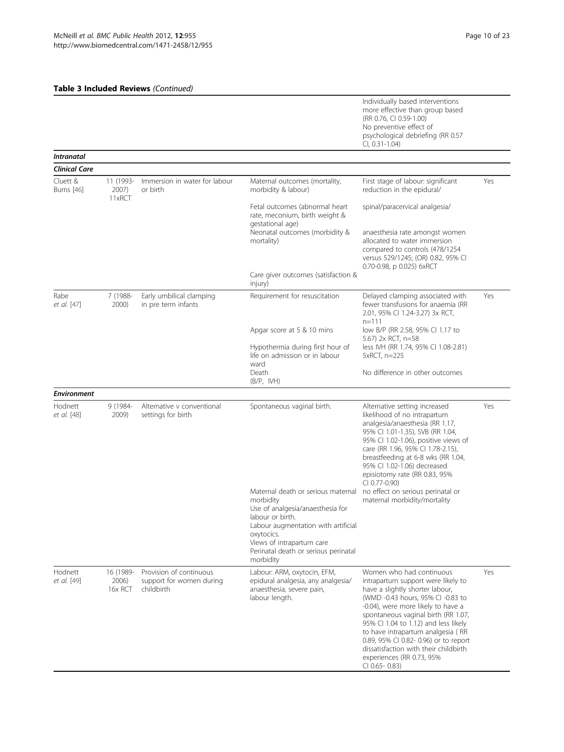**Table 3 Included Reviews** *(Continued)*

| | | | | | |
|---|---|---|---|---|---|
| | | | | Individually based interventions more effective than group based (RR 0.76, CI 0.59-1.00) No preventive effect of psychological debriefing (RR 0.57 CI, 0.31-1.04) | |
| ***Intranatal*** | | | | | |
| ***Clinical Care*** | | | | | |
| Cluett & Burns [46] | 11 (1993-2007) 11xRCT | Immersion in water for labour or birth | Maternal outcomes (mortality, morbidity & labour) Fetal outcomes (abnormal heart rate, meconium, birth weight & gestational age) Neonatal outcomes (morbidity & mortality) Care giver outcomes (satisfaction & injury) | First stage of labour: significant reduction in the epidural/spinal/paracervical analgesia/anaesthesia rate amongst women allocated to water immersion compared to controls (478/1254 versus 529/1245; (OR) 0.82, 95% CI 0.70-0.98, p 0.025) 6xRCT | Yes |
| Rabe *et al.* [47] | 7 (1988-2000) | Early umbilical clamping in pre term infants | Requirement for resuscitation Apgar score at 5 & 10 mins Hypothermia during first hour of life on admission or in labour ward Death (B/P, IVH) | Delayed clamping associated with fewer transfusions for anaemia (RR 2.01, 95% CI 1.24-3.27) 3x RCT, n=111 low B/P (RR 2.58, 95% CI 1.17 to 5.67) 2x RCT, n=58 less IVH (RR 1.74, 95% CI 1.08-2.81) 5xRCT, n=225 No difference in other outcomes | Yes |
| ***Environment*** | | | | | |
| Hodnett *et al.* [48] | 9 (1984-2009) | Alternative v conventional settings for birth | Spontaneous vaginal birth. Maternal death or serious maternal morbidity Use of analgesia/anaesthesia for labour or birth. Labour augmentation with artificial oxytocics. Views of intrapartum care Perinatal death or serious perinatal morbidity | Alternative setting increased likelihood of no intrapartum analgesia/anaesthesia (RR 1.17, 95% CI 1.01-1.35), SVB (RR 1.04, 95% CI 1.02-1.06), positive views of care (RR 1.96, 95% CI 1.78-2.15), breastfeeding at 6-8 wks (RR 1.04, 95% CI 1.02-1.06) decreased episiotomy rate (RR 0.83, 95% CI 0.77-0.90) no effect on serious perinatal or maternal morbidity/mortality | Yes |
| Hodnett *et al.* [49] | 16 (1989-2006) 16x RCT | Provision of continuous support for women during childbirth | Labour: ARM, oxytocin, EFM, epidural analgesia, any analgesia/anaesthesia, severe pain, labour length. | Women who had continuous intrapartum support were likely to have a slightly shorter labour, (WMD -0.43 hours, 95% CI -0.83 to -0.04), were more likely to have a spontaneous vaginal birth (RR 1.07, 95% CI 1.04 to 1.12) and less likely to have intrapartum analgesia ( RR 0.89, 95% CI 0.82- 0.96) or to report dissatisfaction with their childbirth experiences (RR 0.73, 95% CI 0.65- 0.83) | Yes |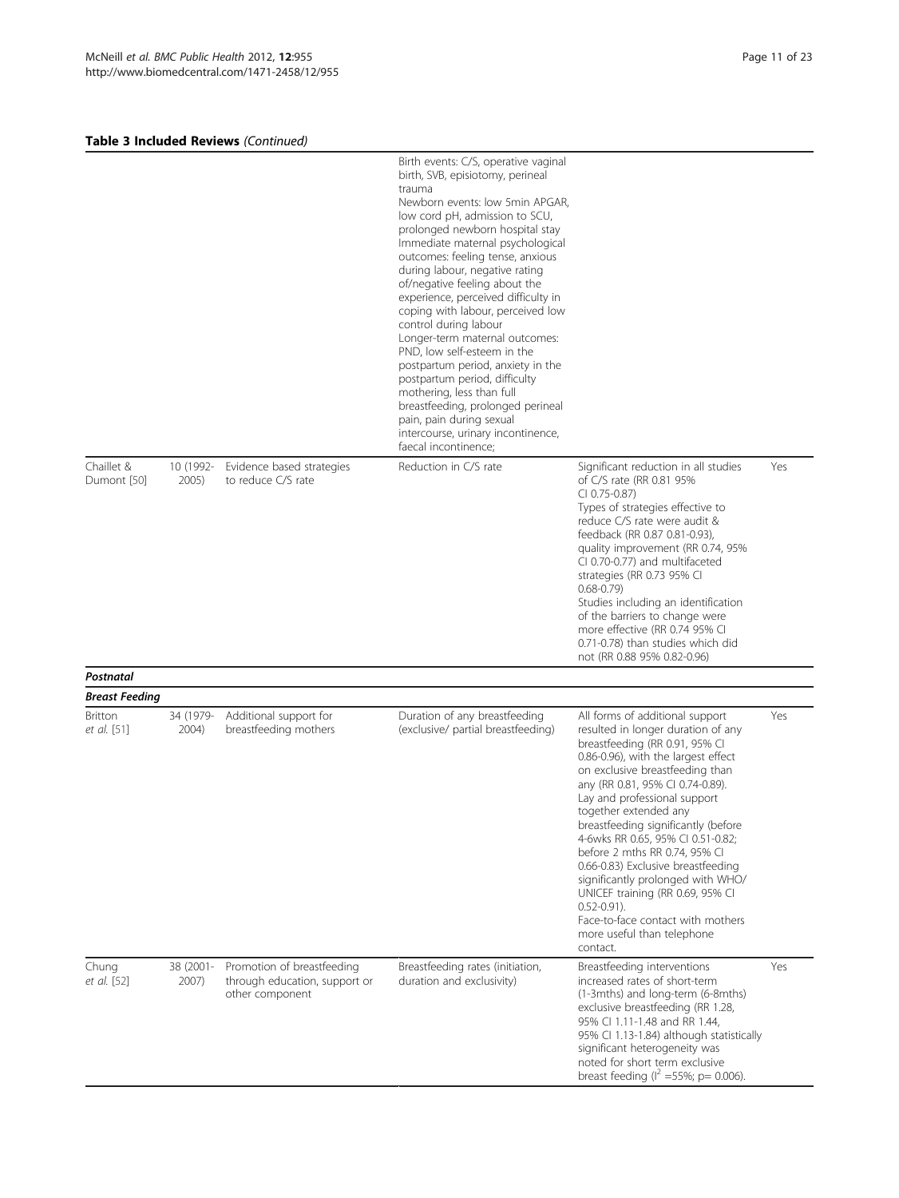**Table 3 Included Reviews** *(Continued)*

| | | | | | |
|---|---|---|---|---|---|
| | | | Birth events: C/S, operative vaginal birth, SVB, episiotomy, perineal trauma<br>Newborn events: low 5min APGAR, low cord pH, admission to SCU, prolonged newborn hospital stay<br>Immediate maternal psychological outcomes: feeling tense, anxious during labour, negative rating of/negative feeling about the experience, perceived difficulty in coping with labour, perceived low control during labour<br>Longer-term maternal outcomes: PND, low self-esteem in the postpartum period, anxiety in the postpartum period, difficulty mothering, less than full breastfeeding, prolonged perineal pain, pain during sexual intercourse, urinary incontinence, faecal incontinence; | | |
| Chaillet & Dumont [50] | 10 (1992-2005) | Evidence based strategies to reduce C/S rate | Reduction in C/S rate | Significant reduction in all studies of C/S rate (RR 0.81 95% CI 0.75-0.87)<br>Types of strategies effective to reduce C/S rate were audit & feedback (RR 0.87 0.81-0.93), quality improvement (RR 0.74, 95% CI 0.70-0.77) and multifaceted strategies (RR 0.73 95% CI 0.68-0.79)<br>Studies including an identification of the barriers to change were more effective (RR 0.74 95% CI 0.71-0.78) than studies which did not (RR 0.88 95% 0.82-0.96) | Yes |
| ***Postnatal*** | | | | | |
| ***Breast Feeding*** | | | | | |
| Britton *et al.* [51] | 34 (1979-2004) | Additional support for breastfeeding mothers | Duration of any breastfeeding (exclusive/ partial breastfeeding) | All forms of additional support resulted in longer duration of any breastfeeding (RR 0.91, 95% CI 0.86-0.96), with the largest effect on exclusive breastfeeding than any (RR 0.81, 95% CI 0.74-0.89).<br>Lay and professional support together extended any breastfeeding significantly (before 4-6wks RR 0.65, 95% CI 0.51-0.82; before 2 mths RR 0.74, 95% CI 0.66-0.83) Exclusive breastfeeding significantly prolonged with WHO/ UNICEF training (RR 0.69, 95% CI 0.52-0.91).<br>Face-to-face contact with mothers more useful than telephone contact. | Yes |
| Chung *et al.* [52] | 38 (2001-2007) | Promotion of breastfeeding through education, support or other component | Breastfeeding rates (initiation, duration and exclusivity) | Breastfeeding interventions increased rates of short-term (1-3mths) and long-term (6-8mths) exclusive breastfeeding (RR 1.28, 95% CI 1.11-1.48 and RR 1.44, 95% CI 1.13-1.84) although statistically significant heterogeneity was noted for short term exclusive breast feeding ($I^2$ =55%; p= 0.006). | Yes |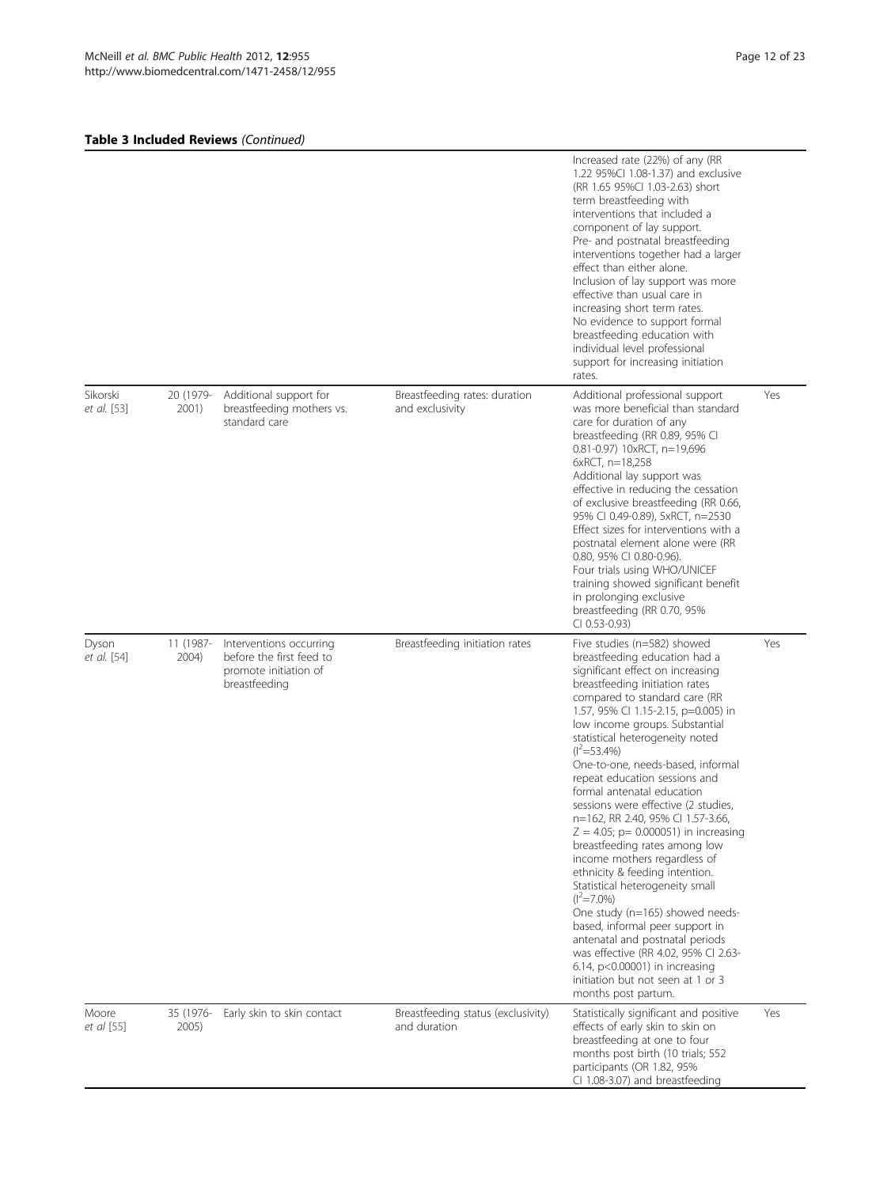**Table 3 Included Reviews** *(Continued)*

| | | | | | |
|---|---|---|---|---|---|
| | | | | Increased rate (22%) of any (RR 1.22 95%CI 1.08-1.37) and exclusive (RR 1.65 95%CI 1.03-2.63) short term breastfeeding with interventions that included a component of lay support. Pre- and postnatal breastfeeding interventions together had a larger effect than either alone. Inclusion of lay support was more effective than usual care in increasing short term rates. No evidence to support formal breastfeeding education with individual level professional support for increasing initiation rates. | |
| Sikorski *et al.* [53] | 20 (1979-2001) | Additional support for breastfeeding mothers vs. standard care | Breastfeeding rates: duration and exclusivity | Additional professional support was more beneficial than standard care for duration of any breastfeeding (RR 0.89, 95% CI 0.81-0.97) 10xRCT, n=19,696 6xRCT, n=18,258 Additional lay support was effective in reducing the cessation of exclusive breastfeeding (RR 0.66, 95% CI 0.49-0.89), 5xRCT, n=2530 Effect sizes for interventions with a postnatal element alone were (RR 0.80, 95% CI 0.80-0.96). Four trials using WHO/UNICEF training showed significant benefit in prolonging exclusive breastfeeding (RR 0.70, 95% CI 0.53-0.93) | Yes |
| Dyson *et al.* [54] | 11 (1987-2004) | Interventions occurring before the first feed to promote initiation of breastfeeding | Breastfeeding initiation rates | Five studies (n=582) showed breastfeeding education had a significant effect on increasing breastfeeding initiation rates compared to standard care (RR 1.57, 95% CI 1.15-2.15, p=0.005) in low income groups. Substantial statistical heterogeneity noted ($I^2$=53.4%) One-to-one, needs-based, informal repeat education sessions and formal antenatal education sessions were effective (2 studies, n=162, RR 2.40, 95% CI 1.57-3.66, Z = 4.05; p= 0.000051) in increasing breastfeeding rates among low income mothers regardless of ethnicity & feeding intention. Statistical heterogeneity small ($I^2$=7.0%) One study (n=165) showed needs-based, informal peer support in antenatal and postnatal periods was effective (RR 4.02, 95% CI 2.63-6.14, p<0.00001) in increasing initiation but not seen at 1 or 3 months post partum. | Yes |
| Moore *et al* [55] | 35 (1976-2005) | Early skin to skin contact | Breastfeeding status (exclusivity) and duration | Statistically significant and positive effects of early skin to skin on breastfeeding at one to four months post birth (10 trials; 552 participants (OR 1.82, 95% CI 1.08-3.07) and breastfeeding | Yes |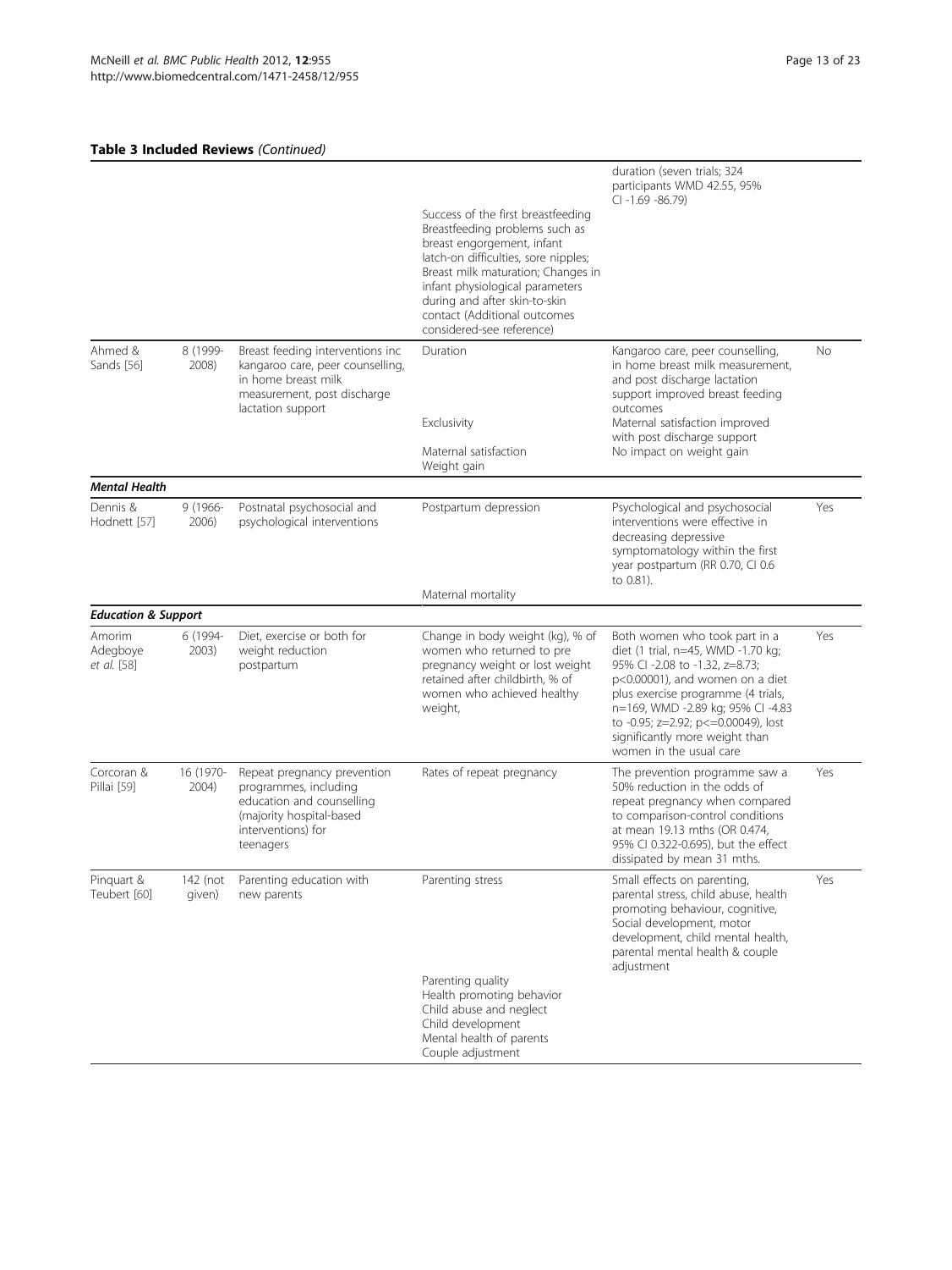**Table 3 Included Reviews** *(Continued)*

| | | | | | |
|---|---|---|---|---|---|
| | | | Success of the first breastfeeding Breastfeeding problems such as breast engorgement, infant latch-on difficulties, sore nipples; Breast milk maturation; Changes in infant physiological parameters during and after skin-to-skin contact (Additional outcomes considered-see reference) | duration (seven trials; 324 participants WMD 42.55, 95% CI -1.69 -86.79) | |
| Ahmed & Sands [56] | 8 (1999-2008) | Breast feeding interventions inc kangaroo care, peer counselling, in home breast milk measurement, post discharge lactation support | Duration | Kangaroo care, peer counselling, in home breast milk measurement, and post discharge lactation support improved breast feeding outcomes | No |
| | | | Exclusivity | Maternal satisfaction improved with post discharge support | |
| | | | Maternal satisfaction<br>Weight gain | No impact on weight gain | |
| ***Mental Health*** | | | | | |
| Dennis & Hodnett [57] | 9 (1966-2006) | Postnatal psychosocial and psychological interventions | Postpartum depression | Psychological and psychosocial interventions were effective in decreasing depressive symptomatology within the first year postpartum (RR 0.70, CI 0.6 to 0.81). | Yes |
| | | | Maternal mortality | | |
| ***Education & Support*** | | | | | |
| Amorim Adegboye *et al.* [58] | 6 (1994-2003) | Diet, exercise or both for weight reduction postpartum | Change in body weight (kg), % of women who returned to pre pregnancy weight or lost weight retained after childbirth, % of women who achieved healthy weight, | Both women who took part in a diet (1 trial, n=45, WMD -1.70 kg; 95% CI -2.08 to -1.32, z=8.73; p<0.00001), and women on a diet plus exercise programme (4 trials, n=169, WMD -2.89 kg; 95% CI -4.83 to -0.95; z=2.92; p<=0.00049), lost significantly more weight than women in the usual care | Yes |
| Corcoran & Pillai [59] | 16 (1970-2004) | Repeat pregnancy prevention programmes, including education and counselling (majority hospital-based interventions) for teenagers | Rates of repeat pregnancy | The prevention programme saw a 50% reduction in the odds of repeat pregnancy when compared to comparison-control conditions at mean 19.13 mths (OR 0.474, 95% CI 0.322-0.695), but the effect dissipated by mean 31 mths. | Yes |
| Pinquart & Teubert [60] | 142 (not given) | Parenting education with new parents | Parenting stress | Small effects on parenting, parental stress, child abuse, health promoting behaviour, cognitive, Social development, motor development, child mental health, parental mental health & couple adjustment | Yes |
| | | | Parenting quality<br>Health promoting behavior<br>Child abuse and neglect<br>Child development<br>Mental health of parents<br>Couple adjustment | | |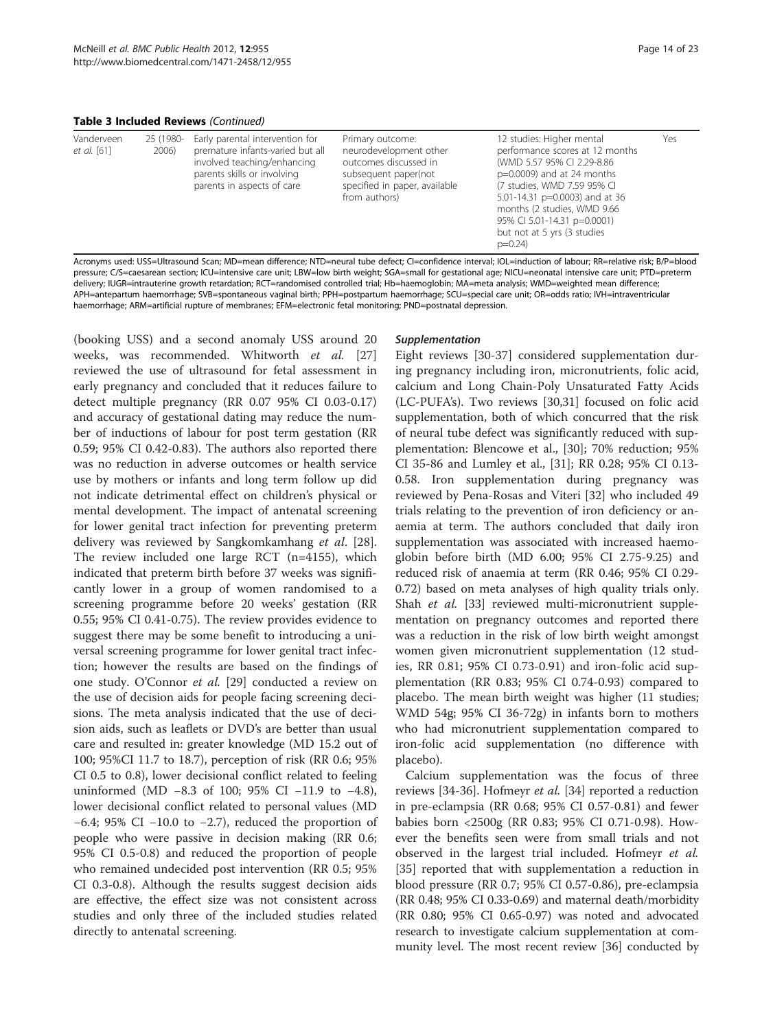**Table 3 Included Reviews** *(Continued)*

| | | | | | |
|---|---|---|---|---|---|
| Vanderveen *et al.* [61] | 25 (1980-2006) | Early parental intervention for premature infants-varied but all involved teaching/enhancing parents skills or involving parents in aspects of care | Primary outcome: neurodevelopment other outcomes discussed in subsequent paper(not specified in paper, available from authors) | 12 studies: Higher mental performance scores at 12 months (WMD 5.57 95% CI 2.29-8.86 p=0.0009) and at 24 months (7 studies, WMD 7.59 95% CI 5.01-14.31 p=0.0003) and at 36 months (2 studies, WMD 9.66 95% CI 5.01-14.31 p=0.0001) but not at 5 yrs (3 studies p=0.24) | Yes |

Acronyms used: USS=Ultrasound Scan; MD=mean difference; NTD=neural tube defect; CI=confidence interval; IOL=induction of labour; RR=relative risk; B/P=blood pressure; C/S=caesarean section; ICU=intensive care unit; LBW=low birth weight; SGA=small for gestational age; NICU=neonatal intensive care unit; PTD=preterm delivery; IUGR=intrauterine growth retardation; RCT=randomised controlled trial; Hb=haemoglobin; MA=meta analysis; WMD=weighted mean difference; APH=antepartum haemorrhage; SVB=spontaneous vaginal birth; PPH=postpartum haemorrhage; SCU=special care unit; OR=odds ratio; IVH=intraventricular haemorrhage; ARM=artificial rupture of membranes; EFM=electronic fetal monitoring; PND=postnatal depression.

(booking USS) and a second anomaly USS around 20 weeks, was recommended. Whitworth *et al.* [27] reviewed the use of ultrasound for fetal assessment in early pregnancy and concluded that it reduces failure to detect multiple pregnancy (RR 0.07 95% CI 0.03-0.17) and accuracy of gestational dating may reduce the number of inductions of labour for post term gestation (RR 0.59; 95% CI 0.42-0.83). The authors also reported there was no reduction in adverse outcomes or health service use by mothers or infants and long term follow up did not indicate detrimental effect on children's physical or mental development. The impact of antenatal screening for lower genital tract infection for preventing preterm delivery was reviewed by Sangkomkamhang *et al*. [28]. The review included one large RCT (n=4155), which indicated that preterm birth before 37 weeks was significantly lower in a group of women randomised to a screening programme before 20 weeks' gestation (RR 0.55; 95% CI 0.41-0.75). The review provides evidence to suggest there may be some benefit to introducing a universal screening programme for lower genital tract infection; however the results are based on the findings of one study. O'Connor *et al.* [29] conducted a review on the use of decision aids for people facing screening decisions. The meta analysis indicated that the use of decision aids, such as leaflets or DVD's are better than usual care and resulted in: greater knowledge (MD 15.2 out of 100; 95%CI 11.7 to 18.7), perception of risk (RR 0.6; 95% CI 0.5 to 0.8), lower decisional conflict related to feeling uninformed (MD −8.3 of 100; 95% CI −11.9 to −4.8), lower decisional conflict related to personal values (MD −6.4; 95% CI −10.0 to −2.7), reduced the proportion of people who were passive in decision making (RR 0.6; 95% CI 0.5-0.8) and reduced the proportion of people who remained undecided post intervention (RR 0.5; 95% CI 0.3-0.8). Although the results suggest decision aids are effective, the effect size was not consistent across studies and only three of the included studies related directly to antenatal screening.

#### *Supplementation*

Eight reviews [30-37] considered supplementation during pregnancy including iron, micronutrients, folic acid, calcium and Long Chain-Poly Unsaturated Fatty Acids (LC-PUFA's). Two reviews [30,31] focused on folic acid supplementation, both of which concurred that the risk of neural tube defect was significantly reduced with supplementation: Blencowe et al., [30]; 70% reduction; 95% CI 35-86 and Lumley et al., [31]; RR 0.28; 95% CI 0.13-0.58. Iron supplementation during pregnancy was reviewed by Pena-Rosas and Viteri [32] who included 49 trials relating to the prevention of iron deficiency or anaemia at term. The authors concluded that daily iron supplementation was associated with increased haemoglobin before birth (MD 6.00; 95% CI 2.75-9.25) and reduced risk of anaemia at term (RR 0.46; 95% CI 0.29-0.72) based on meta analyses of high quality trials only. Shah *et al.* [33] reviewed multi-micronutrient supplementation on pregnancy outcomes and reported there was a reduction in the risk of low birth weight amongst women given micronutrient supplementation (12 studies, RR 0.81; 95% CI 0.73-0.91) and iron-folic acid supplementation (RR 0.83; 95% CI 0.74-0.93) compared to placebo. The mean birth weight was higher (11 studies; WMD 54g; 95% CI 36-72g) in infants born to mothers who had micronutrient supplementation compared to iron-folic acid supplementation (no difference with placebo).

Calcium supplementation was the focus of three reviews [34-36]. Hofmeyr *et al.* [34] reported a reduction in pre-eclampsia (RR 0.68; 95% CI 0.57-0.81) and fewer babies born <2500g (RR 0.83; 95% CI 0.71-0.98). However the benefits seen were from small trials and not observed in the largest trial included. Hofmeyr *et al.* [35] reported that with supplementation a reduction in blood pressure (RR 0.7; 95% CI 0.57-0.86), pre-eclampsia (RR 0.48; 95% CI 0.33-0.69) and maternal death/morbidity (RR 0.80; 95% CI 0.65-0.97) was noted and advocated research to investigate calcium supplementation at community level. The most recent review [36] conducted by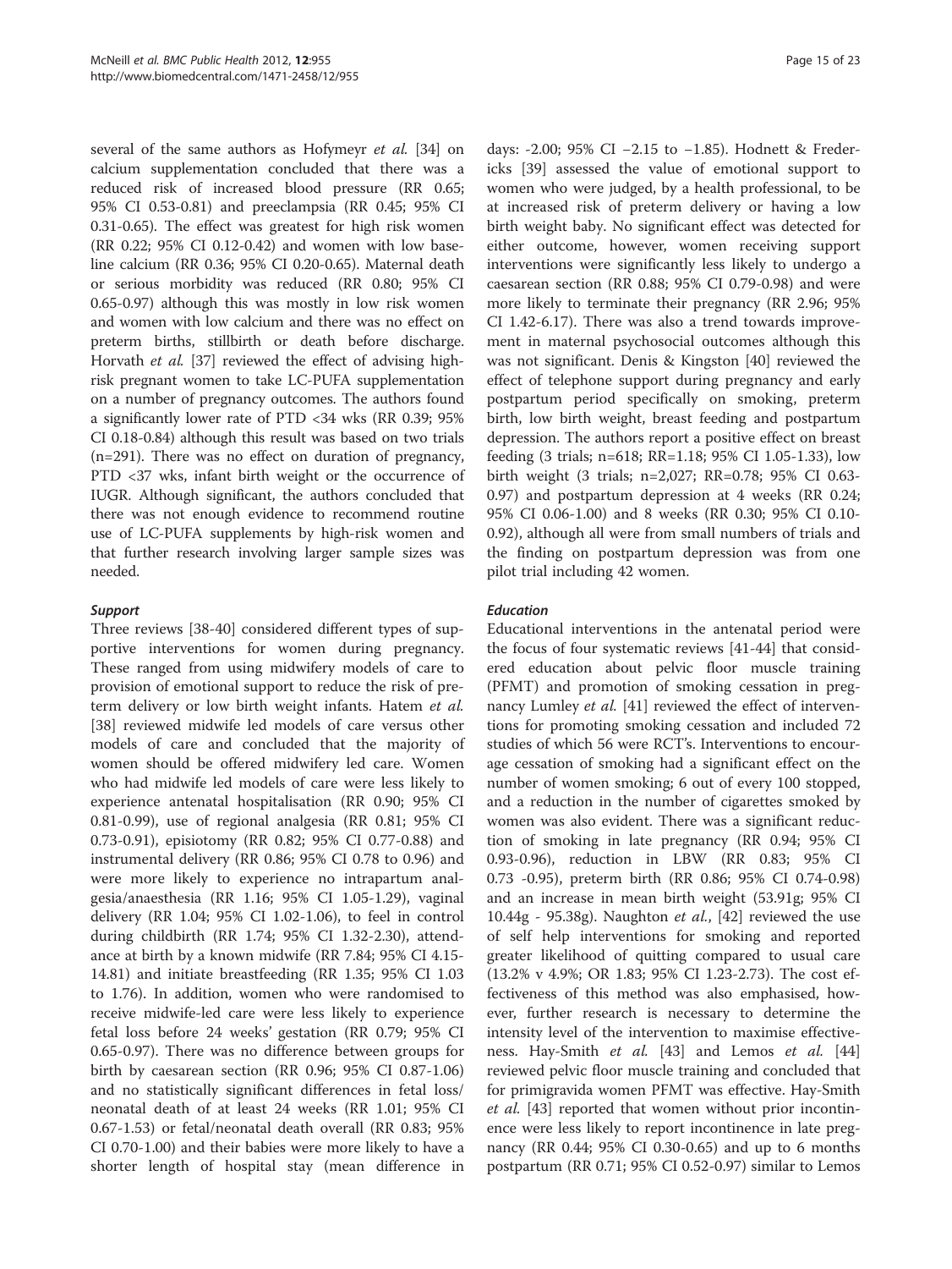several of the same authors as Hofymeyr *et al.* [34] on calcium supplementation concluded that there was a reduced risk of increased blood pressure (RR 0.65; 95% CI 0.53-0.81) and preeclampsia (RR 0.45; 95% CI 0.31-0.65). The effect was greatest for high risk women (RR 0.22; 95% CI 0.12-0.42) and women with low baseline calcium (RR 0.36; 95% CI 0.20-0.65). Maternal death or serious morbidity was reduced (RR 0.80; 95% CI 0.65-0.97) although this was mostly in low risk women and women with low calcium and there was no effect on preterm births, stillbirth or death before discharge. Horvath *et al.* [37] reviewed the effect of advising high-risk pregnant women to take LC-PUFA supplementation on a number of pregnancy outcomes. The authors found a significantly lower rate of PTD <34 wks (RR 0.39; 95% CI 0.18-0.84) although this result was based on two trials (n=291). There was no effect on duration of pregnancy, PTD <37 wks, infant birth weight or the occurrence of IUGR. Although significant, the authors concluded that there was not enough evidence to recommend routine use of LC-PUFA supplements by high-risk women and that further research involving larger sample sizes was needed.

### *Support*

Three reviews [38-40] considered different types of supportive interventions for women during pregnancy. These ranged from using midwifery models of care to provision of emotional support to reduce the risk of preterm delivery or low birth weight infants. Hatem *et al.* [38] reviewed midwife led models of care versus other models of care and concluded that the majority of women should be offered midwifery led care. Women who had midwife led models of care were less likely to experience antenatal hospitalisation (RR 0.90; 95% CI 0.81-0.99), use of regional analgesia (RR 0.81; 95% CI 0.73-0.91), episiotomy (RR 0.82; 95% CI 0.77-0.88) and instrumental delivery (RR 0.86; 95% CI 0.78 to 0.96) and were more likely to experience no intrapartum analgesia/anaesthesia (RR 1.16; 95% CI 1.05-1.29), vaginal delivery (RR 1.04; 95% CI 1.02-1.06), to feel in control during childbirth (RR 1.74; 95% CI 1.32-2.30), attendance at birth by a known midwife (RR 7.84; 95% CI 4.15-14.81) and initiate breastfeeding (RR 1.35; 95% CI 1.03 to 1.76). In addition, women who were randomised to receive midwife-led care were less likely to experience fetal loss before 24 weeks' gestation (RR 0.79; 95% CI 0.65-0.97). There was no difference between groups for birth by caesarean section (RR 0.96; 95% CI 0.87-1.06) and no statistically significant differences in fetal loss/neonatal death of at least 24 weeks (RR 1.01; 95% CI 0.67-1.53) or fetal/neonatal death overall (RR 0.83; 95% CI 0.70-1.00) and their babies were more likely to have a shorter length of hospital stay (mean difference in days: -2.00; 95% CI −2.15 to −1.85). Hodnett & Fredericks [39] assessed the value of emotional support to women who were judged, by a health professional, to be at increased risk of preterm delivery or having a low birth weight baby. No significant effect was detected for either outcome, however, women receiving support interventions were significantly less likely to undergo a caesarean section (RR 0.88; 95% CI 0.79-0.98) and were more likely to terminate their pregnancy (RR 2.96; 95% CI 1.42-6.17). There was also a trend towards improvement in maternal psychosocial outcomes although this was not significant. Denis & Kingston [40] reviewed the effect of telephone support during pregnancy and early postpartum period specifically on smoking, preterm birth, low birth weight, breast feeding and postpartum depression. The authors report a positive effect on breast feeding (3 trials; n=618; RR=1.18; 95% CI 1.05-1.33), low birth weight (3 trials; n=2,027; RR=0.78; 95% CI 0.63-0.97) and postpartum depression at 4 weeks (RR 0.24; 95% CI 0.06-1.00) and 8 weeks (RR 0.30; 95% CI 0.10-0.92), although all were from small numbers of trials and the finding on postpartum depression was from one pilot trial including 42 women.

### *Education*

Educational interventions in the antenatal period were the focus of four systematic reviews [41-44] that considered education about pelvic floor muscle training (PFMT) and promotion of smoking cessation in pregnancy Lumley *et al.* [41] reviewed the effect of interventions for promoting smoking cessation and included 72 studies of which 56 were RCT's. Interventions to encourage cessation of smoking had a significant effect on the number of women smoking; 6 out of every 100 stopped, and a reduction in the number of cigarettes smoked by women was also evident. There was a significant reduction of smoking in late pregnancy (RR 0.94; 95% CI 0.93-0.96), reduction in LBW (RR 0.83; 95% CI 0.73 -0.95), preterm birth (RR 0.86; 95% CI 0.74-0.98) and an increase in mean birth weight (53.91g; 95% CI 10.44g - 95.38g). Naughton *et al.*, [42] reviewed the use of self help interventions for smoking and reported greater likelihood of quitting compared to usual care (13.2% v 4.9%; OR 1.83; 95% CI 1.23-2.73). The cost effectiveness of this method was also emphasised, however, further research is necessary to determine the intensity level of the intervention to maximise effectiveness. Hay-Smith *et al.* [43] and Lemos *et al.* [44] reviewed pelvic floor muscle training and concluded that for primigravida women PFMT was effective. Hay-Smith *et al.* [43] reported that women without prior incontinence were less likely to report incontinence in late pregnancy (RR 0.44; 95% CI 0.30-0.65) and up to 6 months postpartum (RR 0.71; 95% CI 0.52-0.97) similar to Lemos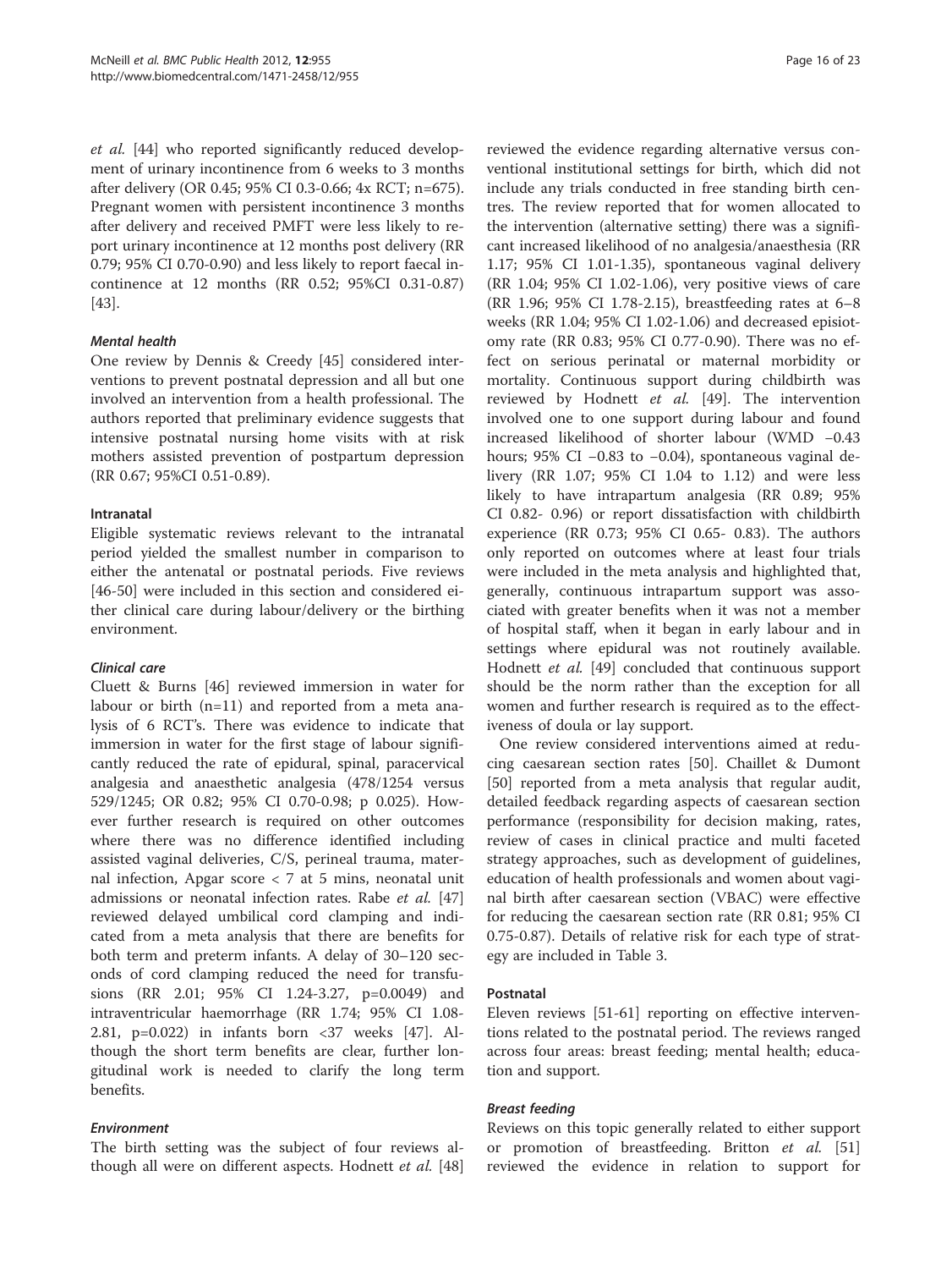*et al.* [44] who reported significantly reduced development of urinary incontinence from 6 weeks to 3 months after delivery (OR 0.45; 95% CI 0.3-0.66; 4x RCT; n=675). Pregnant women with persistent incontinence 3 months after delivery and received PMFT were less likely to report urinary incontinence at 12 months post delivery (RR 0.79; 95% CI 0.70-0.90) and less likely to report faecal incontinence at 12 months (RR 0.52; 95%CI 0.31-0.87) [43].

#### *Mental health*

One review by Dennis & Creedy [45] considered interventions to prevent postnatal depression and all but one involved an intervention from a health professional. The authors reported that preliminary evidence suggests that intensive postnatal nursing home visits with at risk mothers assisted prevention of postpartum depression (RR 0.67; 95%CI 0.51-0.89).

### Intranatal

Eligible systematic reviews relevant to the intranatal period yielded the smallest number in comparison to either the antenatal or postnatal periods. Five reviews [46-50] were included in this section and considered either clinical care during labour/delivery or the birthing environment.

#### *Clinical care*

Cluett & Burns [46] reviewed immersion in water for labour or birth (n=11) and reported from a meta analysis of 6 RCT's. There was evidence to indicate that immersion in water for the first stage of labour significantly reduced the rate of epidural, spinal, paracervical analgesia and anaesthetic analgesia (478/1254 versus 529/1245; OR 0.82; 95% CI 0.70-0.98; p 0.025). However further research is required on other outcomes where there was no difference identified including assisted vaginal deliveries, C/S, perineal trauma, maternal infection, Apgar score < 7 at 5 mins, neonatal unit admissions or neonatal infection rates. Rabe *et al.* [47] reviewed delayed umbilical cord clamping and indicated from a meta analysis that there are benefits for both term and preterm infants. A delay of 30–120 seconds of cord clamping reduced the need for transfusions (RR 2.01; 95% CI 1.24-3.27, p=0.0049) and intraventricular haemorrhage (RR 1.74; 95% CI 1.08-2.81, p=0.022) in infants born <37 weeks [47]. Although the short term benefits are clear, further longitudinal work is needed to clarify the long term benefits.

#### *Environment*

The birth setting was the subject of four reviews although all were on different aspects. Hodnett *et al.* [48] reviewed the evidence regarding alternative versus conventional institutional settings for birth, which did not include any trials conducted in free standing birth centres. The review reported that for women allocated to the intervention (alternative setting) there was a significant increased likelihood of no analgesia/anaesthesia (RR 1.17; 95% CI 1.01-1.35), spontaneous vaginal delivery (RR 1.04; 95% CI 1.02-1.06), very positive views of care (RR 1.96; 95% CI 1.78-2.15), breastfeeding rates at 6–8 weeks (RR 1.04; 95% CI 1.02-1.06) and decreased episiotomy rate (RR 0.83; 95% CI 0.77-0.90). There was no effect on serious perinatal or maternal morbidity or mortality. Continuous support during childbirth was reviewed by Hodnett *et al.* [49]. The intervention involved one to one support during labour and found increased likelihood of shorter labour (WMD −0.43 hours; 95% CI −0.83 to −0.04), spontaneous vaginal delivery (RR 1.07; 95% CI 1.04 to 1.12) and were less likely to have intrapartum analgesia (RR 0.89; 95% CI 0.82- 0.96) or report dissatisfaction with childbirth experience (RR 0.73; 95% CI 0.65- 0.83). The authors only reported on outcomes where at least four trials were included in the meta analysis and highlighted that, generally, continuous intrapartum support was associated with greater benefits when it was not a member of hospital staff, when it began in early labour and in settings where epidural was not routinely available. Hodnett *et al.* [49] concluded that continuous support should be the norm rather than the exception for all women and further research is required as to the effectiveness of doula or lay support.

One review considered interventions aimed at reducing caesarean section rates [50]. Chaillet & Dumont [50] reported from a meta analysis that regular audit, detailed feedback regarding aspects of caesarean section performance (responsibility for decision making, rates, review of cases in clinical practice and multi faceted strategy approaches, such as development of guidelines, education of health professionals and women about vaginal birth after caesarean section (VBAC) were effective for reducing the caesarean section rate (RR 0.81; 95% CI 0.75-0.87). Details of relative risk for each type of strategy are included in Table 3.

### Postnatal

Eleven reviews [51-61] reporting on effective interventions related to the postnatal period. The reviews ranged across four areas: breast feeding; mental health; education and support.

#### *Breast feeding*

Reviews on this topic generally related to either support or promotion of breastfeeding. Britton *et al.* [51] reviewed the evidence in relation to support for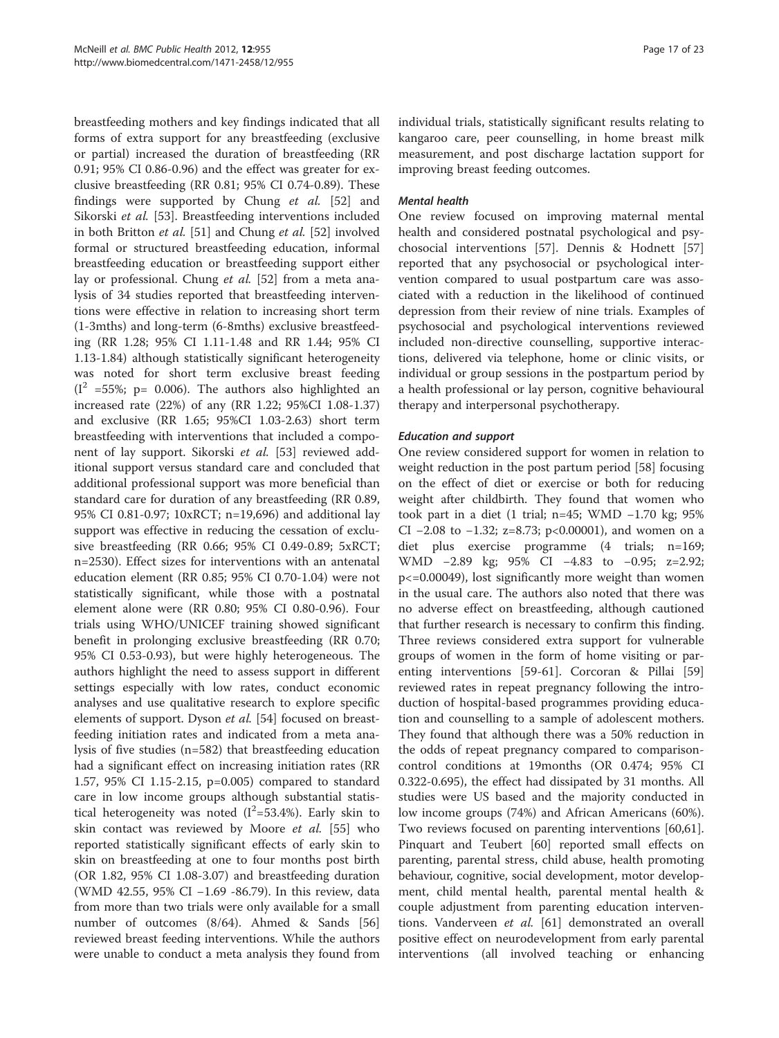breastfeeding mothers and key findings indicated that all forms of extra support for any breastfeeding (exclusive or partial) increased the duration of breastfeeding (RR 0.91; 95% CI 0.86-0.96) and the effect was greater for exclusive breastfeeding (RR 0.81; 95% CI 0.74-0.89). These findings were supported by Chung *et al.* [52] and Sikorski *et al.* [53]. Breastfeeding interventions included in both Britton *et al.* [51] and Chung *et al.* [52] involved formal or structured breastfeeding education, informal breastfeeding education or breastfeeding support either lay or professional. Chung *et al.* [52] from a meta analysis of 34 studies reported that breastfeeding interventions were effective in relation to increasing short term (1-3mths) and long-term (6-8mths) exclusive breastfeeding (RR 1.28; 95% CI 1.11-1.48 and RR 1.44; 95% CI 1.13-1.84) although statistically significant heterogeneity was noted for short term exclusive breast feeding ($I^2$ =55%; p= 0.006). The authors also highlighted an increased rate (22%) of any (RR 1.22; 95%CI 1.08-1.37) and exclusive (RR 1.65; 95%CI 1.03-2.63) short term breastfeeding with interventions that included a component of lay support. Sikorski *et al.* [53] reviewed additional support versus standard care and concluded that additional professional support was more beneficial than standard care for duration of any breastfeeding (RR 0.89, 95% CI 0.81-0.97; 10xRCT; n=19,696) and additional lay support was effective in reducing the cessation of exclusive breastfeeding (RR 0.66; 95% CI 0.49-0.89; 5xRCT; n=2530). Effect sizes for interventions with an antenatal education element (RR 0.85; 95% CI 0.70-1.04) were not statistically significant, while those with a postnatal element alone were (RR 0.80; 95% CI 0.80-0.96). Four trials using WHO/UNICEF training showed significant benefit in prolonging exclusive breastfeeding (RR 0.70; 95% CI 0.53-0.93), but were highly heterogeneous. The authors highlight the need to assess support in different settings especially with low rates, conduct economic analyses and use qualitative research to explore specific elements of support. Dyson *et al.* [54] focused on breastfeeding initiation rates and indicated from a meta analysis of five studies (n=582) that breastfeeding education had a significant effect on increasing initiation rates (RR 1.57, 95% CI 1.15-2.15, p=0.005) compared to standard care in low income groups although substantial statistical heterogeneity was noted ($I^2$=53.4%). Early skin to skin contact was reviewed by Moore *et al.* [55] who reported statistically significant effects of early skin to skin on breastfeeding at one to four months post birth (OR 1.82, 95% CI 1.08-3.07) and breastfeeding duration (WMD 42.55, 95% CI −1.69 -86.79). In this review, data from more than two trials were only available for a small number of outcomes (8/64). Ahmed & Sands [56] reviewed breast feeding interventions. While the authors were unable to conduct a meta analysis they found from individual trials, statistically significant results relating to kangaroo care, peer counselling, in home breast milk measurement, and post discharge lactation support for improving breast feeding outcomes.

#### Mental health

One review focused on improving maternal mental health and considered postnatal psychological and psychosocial interventions [57]. Dennis & Hodnett [57] reported that any psychosocial or psychological intervention compared to usual postpartum care was associated with a reduction in the likelihood of continued depression from their review of nine trials. Examples of psychosocial and psychological interventions reviewed included non-directive counselling, supportive interactions, delivered via telephone, home or clinic visits, or individual or group sessions in the postpartum period by a health professional or lay person, cognitive behavioural therapy and interpersonal psychotherapy.

#### Education and support

One review considered support for women in relation to weight reduction in the post partum period [58] focusing on the effect of diet or exercise or both for reducing weight after childbirth. They found that women who took part in a diet (1 trial; n=45; WMD −1.70 kg; 95% CI −2.08 to −1.32; z=8.73; p<0.00001), and women on a diet plus exercise programme (4 trials; n=169; WMD −2.89 kg; 95% CI −4.83 to −0.95; z=2.92; p<=0.00049), lost significantly more weight than women in the usual care. The authors also noted that there was no adverse effect on breastfeeding, although cautioned that further research is necessary to confirm this finding. Three reviews considered extra support for vulnerable groups of women in the form of home visiting or parenting interventions [59-61]. Corcoran & Pillai [59] reviewed rates in repeat pregnancy following the introduction of hospital-based programmes providing education and counselling to a sample of adolescent mothers. They found that although there was a 50% reduction in the odds of repeat pregnancy compared to comparison-control conditions at 19months (OR 0.474; 95% CI 0.322-0.695), the effect had dissipated by 31 months. All studies were US based and the majority conducted in low income groups (74%) and African Americans (60%). Two reviews focused on parenting interventions [60,61]. Pinquart and Teubert [60] reported small effects on parenting, parental stress, child abuse, health promoting behaviour, cognitive, social development, motor development, child mental health, parental mental health & couple adjustment from parenting education interventions. Vanderveen *et al.* [61] demonstrated an overall positive effect on neurodevelopment from early parental interventions (all involved teaching or enhancing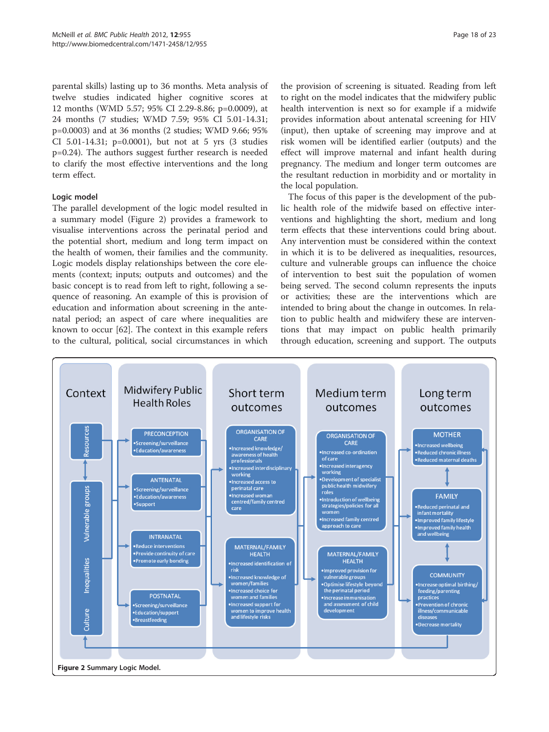parental skills) lasting up to 36 months. Meta analysis of twelve studies indicated higher cognitive scores at 12 months (WMD 5.57; 95% CI 2.29-8.86; p=0.0009), at 24 months (7 studies; WMD 7.59; 95% CI 5.01-14.31; p=0.0003) and at 36 months (2 studies; WMD 9.66; 95% CI 5.01-14.31; p=0.0001), but not at 5 yrs (3 studies p=0.24). The authors suggest further research is needed to clarify the most effective interventions and the long term effect.

### Logic model

The parallel development of the logic model resulted in a summary model (Figure 2) provides a framework to visualise interventions across the perinatal period and the potential short, medium and long term impact on the health of women, their families and the community. Logic models display relationships between the core elements (context; inputs; outputs and outcomes) and the basic concept is to read from left to right, following a sequence of reasoning. An example of this is provision of education and information about screening in the antenatal period; an aspect of care where inequalities are known to occur [62]. The context in this example refers to the cultural, political, social circumstances in which the provision of screening is situated. Reading from left to right on the model indicates that the midwifery public health intervention is next so for example if a midwife provides information about antenatal screening for HIV (input), then uptake of screening may improve and at risk women will be identified earlier (outputs) and the effect will improve maternal and infant health during pregnancy. The medium and longer term outcomes are the resultant reduction in morbidity and or mortality in the local population.

The focus of this paper is the development of the public health role of the midwife based on effective interventions and highlighting the short, medium and long term effects that these interventions could bring about. Any intervention must be considered within the context in which it is to be delivered as inequalities, resources, culture and vulnerable groups can influence the choice of intervention to best suit the population of women being served. The second column represents the inputs or activities; these are the interventions which are intended to bring about the change in outcomes. In relation to public health and midwifery these are interventions that may impact on public health primarily through education, screening and support. The outputs

| Context | Midwifery Public Health Roles | Short term outcomes | Medium term outcomes | Long term outcomes |
|---|---|---|---|---|
| Resources | **PRECONCEPTION**<br>•Screening/surveillance<br>•Education/awareness | **ORGANISATION OF CARE**<br>•Increased knowledge/ awareness of health professionals<br>•Increased interdisciplinary working<br>•Increased access to perinatal care<br>•Increased woman centred/family centred care | **ORGANISATION OF CARE**<br>•Increased co-ordination of care<br>•Increased interagency working<br>•Development of specialist public health midwifery roles<br>•Introduction of wellbeing strategies/policies for all women<br>•Increased family centred approach to care | **MOTHER**<br>•Increased wellbeing<br>•Reduced chronic illness<br>•Reduced maternal deaths |
| Vulnerable groups | **ANTENATAL**<br>•Screening/surveillance<br>•Education/awareness<br>•Support | | | **FAMILY**<br>•Reduced perinatal and infant mortality<br>•Improved family lifestyle<br>•Improved family health and wellbeing |
| Inequalities | **INTRANATAL**<br>•Reduce interventions<br>•Provide continuity of care<br>•Promote early bonding | **MATERNAL/FAMILY HEALTH**<br>•Increased identification of risk<br>•Increased knowledge of women/families<br>•Increased choice for women and families<br>•Increased support for women to improve health and lifestyle risks | **MATERNAL/FAMILY HEALTH**<br>•Improved provision for vulnerable groups<br>•Optimise lifestyle beyond the perinatal period<br>•Increase immunisation and assessment of child development | **COMMUNITY**<br>•Increase optimal birthing/ feeding/parenting practices<br>•Prevention of chronic illness/communicable diseases<br>•Decrease mortality |
| Culture | **POSTNATAL**<br>•Screening/surveillance<br>•Education/support<br>•Breastfeeding | | | |

**Figure 2** Summary Logic Model.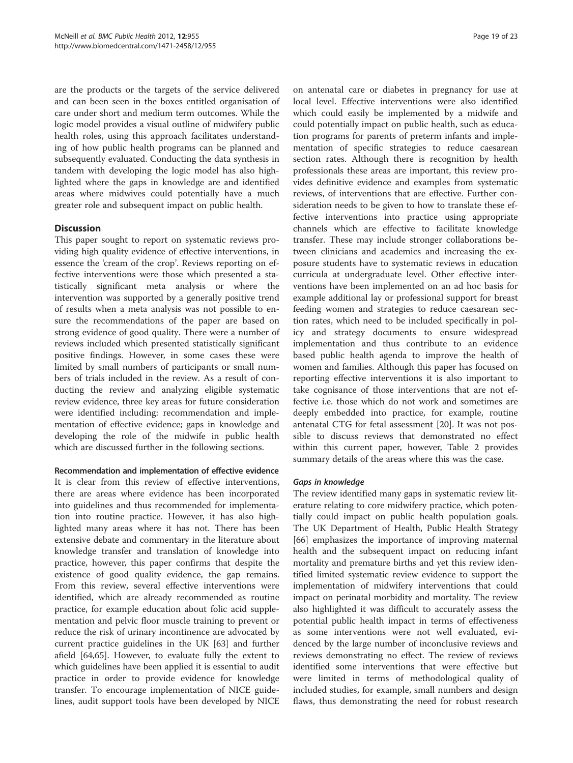are the products or the targets of the service delivered and can been seen in the boxes entitled organisation of care under short and medium term outcomes. While the logic model provides a visual outline of midwifery public health roles, using this approach facilitates understanding of how public health programs can be planned and subsequently evaluated. Conducting the data synthesis in tandem with developing the logic model has also highlighted where the gaps in knowledge are and identified areas where midwives could potentially have a much greater role and subsequent impact on public health.

## Discussion

This paper sought to report on systematic reviews providing high quality evidence of effective interventions, in essence the 'cream of the crop'. Reviews reporting on effective interventions were those which presented a statistically significant meta analysis or where the intervention was supported by a generally positive trend of results when a meta analysis was not possible to ensure the recommendations of the paper are based on strong evidence of good quality. There were a number of reviews included which presented statistically significant positive findings. However, in some cases these were limited by small numbers of participants or small numbers of trials included in the review. As a result of conducting the review and analyzing eligible systematic review evidence, three key areas for future consideration were identified including: recommendation and implementation of effective evidence; gaps in knowledge and developing the role of the midwife in public health which are discussed further in the following sections.

### Recommendation and implementation of effective evidence

It is clear from this review of effective interventions, there are areas where evidence has been incorporated into guidelines and thus recommended for implementation into routine practice. However, it has also highlighted many areas where it has not. There has been extensive debate and commentary in the literature about knowledge transfer and translation of knowledge into practice, however, this paper confirms that despite the existence of good quality evidence, the gap remains. From this review, several effective interventions were identified, which are already recommended as routine practice, for example education about folic acid supplementation and pelvic floor muscle training to prevent or reduce the risk of urinary incontinence are advocated by current practice guidelines in the UK [63] and further afield [64,65]. However, to evaluate fully the extent to which guidelines have been applied it is essential to audit practice in order to provide evidence for knowledge transfer. To encourage implementation of NICE guidelines, audit support tools have been developed by NICE on antenatal care or diabetes in pregnancy for use at local level. Effective interventions were also identified which could easily be implemented by a midwife and could potentially impact on public health, such as education programs for parents of preterm infants and implementation of specific strategies to reduce caesarean section rates. Although there is recognition by health professionals these areas are important, this review provides definitive evidence and examples from systematic reviews, of interventions that are effective. Further consideration needs to be given to how to translate these effective interventions into practice using appropriate channels which are effective to facilitate knowledge transfer. These may include stronger collaborations between clinicians and academics and increasing the exposure students have to systematic reviews in education curricula at undergraduate level. Other effective interventions have been implemented on an ad hoc basis for example additional lay or professional support for breast feeding women and strategies to reduce caesarean section rates, which need to be included specifically in policy and strategy documents to ensure widespread implementation and thus contribute to an evidence based public health agenda to improve the health of women and families. Although this paper has focused on reporting effective interventions it is also important to take cognisance of those interventions that are not effective i.e. those which do not work and sometimes are deeply embedded into practice, for example, routine antenatal CTG for fetal assessment [20]. It was not possible to discuss reviews that demonstrated no effect within this current paper, however, Table 2 provides summary details of the areas where this was the case.

### *Gaps in knowledge*

The review identified many gaps in systematic review literature relating to core midwifery practice, which potentially could impact on public health population goals. The UK Department of Health, Public Health Strategy [66] emphasizes the importance of improving maternal health and the subsequent impact on reducing infant mortality and premature births and yet this review identified limited systematic review evidence to support the implementation of midwifery interventions that could impact on perinatal morbidity and mortality. The review also highlighted it was difficult to accurately assess the potential public health impact in terms of effectiveness as some interventions were not well evaluated, evidenced by the large number of inconclusive reviews and reviews demonstrating no effect. The review of reviews identified some interventions that were effective but were limited in terms of methodological quality of included studies, for example, small numbers and design flaws, thus demonstrating the need for robust research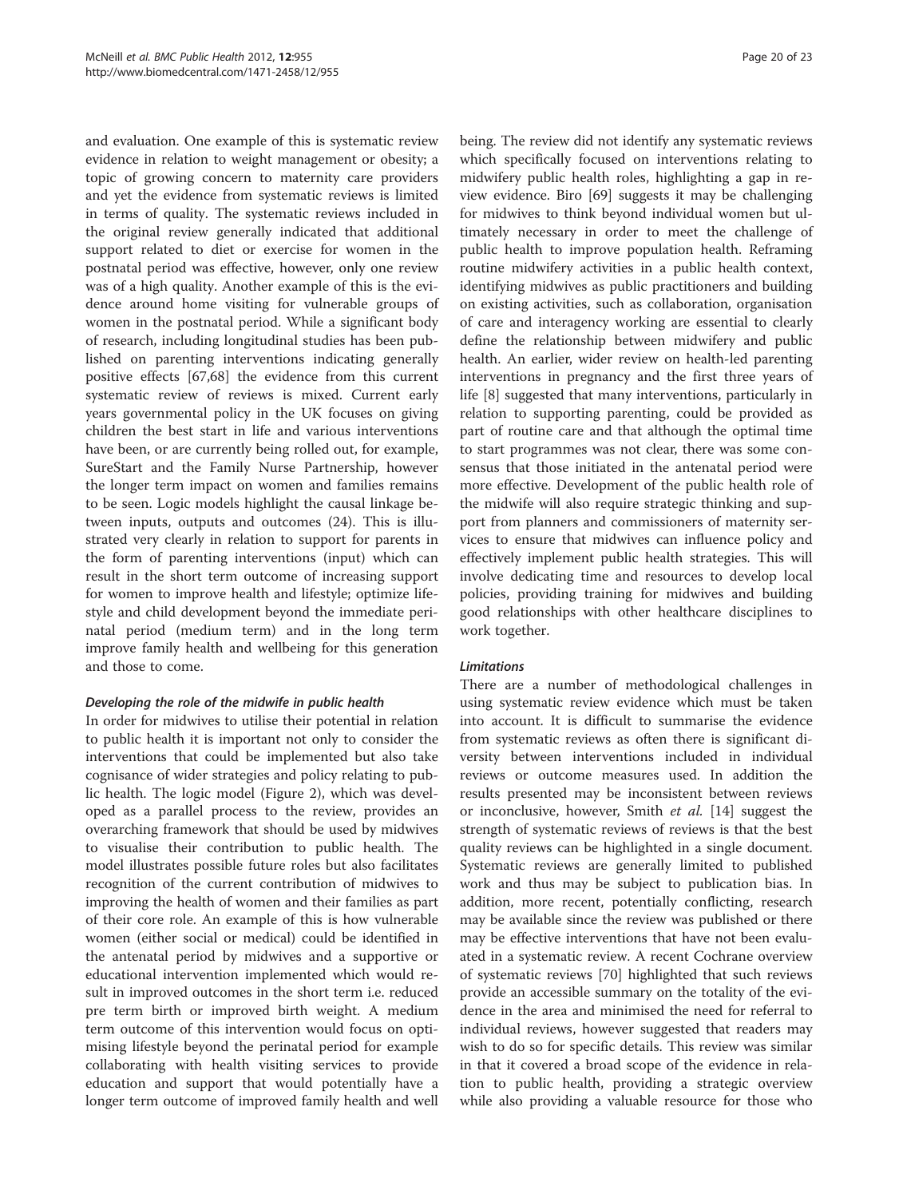and evaluation. One example of this is systematic review evidence in relation to weight management or obesity; a topic of growing concern to maternity care providers and yet the evidence from systematic reviews is limited in terms of quality. The systematic reviews included in the original review generally indicated that additional support related to diet or exercise for women in the postnatal period was effective, however, only one review was of a high quality. Another example of this is the evidence around home visiting for vulnerable groups of women in the postnatal period. While a significant body of research, including longitudinal studies has been published on parenting interventions indicating generally positive effects [67,68] the evidence from this current systematic review of reviews is mixed. Current early years governmental policy in the UK focuses on giving children the best start in life and various interventions have been, or are currently being rolled out, for example, SureStart and the Family Nurse Partnership, however the longer term impact on women and families remains to be seen. Logic models highlight the causal linkage between inputs, outputs and outcomes (24). This is illustrated very clearly in relation to support for parents in the form of parenting interventions (input) which can result in the short term outcome of increasing support for women to improve health and lifestyle; optimize lifestyle and child development beyond the immediate perinatal period (medium term) and in the long term improve family health and wellbeing for this generation and those to come.

#### *Developing the role of the midwife in public health*

In order for midwives to utilise their potential in relation to public health it is important not only to consider the interventions that could be implemented but also take cognisance of wider strategies and policy relating to public health. The logic model (Figure 2), which was developed as a parallel process to the review, provides an overarching framework that should be used by midwives to visualise their contribution to public health. The model illustrates possible future roles but also facilitates recognition of the current contribution of midwives to improving the health of women and their families as part of their core role. An example of this is how vulnerable women (either social or medical) could be identified in the antenatal period by midwives and a supportive or educational intervention implemented which would result in improved outcomes in the short term i.e. reduced pre term birth or improved birth weight. A medium term outcome of this intervention would focus on optimising lifestyle beyond the perinatal period for example collaborating with health visiting services to provide education and support that would potentially have a longer term outcome of improved family health and well being. The review did not identify any systematic reviews which specifically focused on interventions relating to midwifery public health roles, highlighting a gap in review evidence. Biro [69] suggests it may be challenging for midwives to think beyond individual women but ultimately necessary in order to meet the challenge of public health to improve population health. Reframing routine midwifery activities in a public health context, identifying midwives as public practitioners and building on existing activities, such as collaboration, organisation of care and interagency working are essential to clearly define the relationship between midwifery and public health. An earlier, wider review on health-led parenting interventions in pregnancy and the first three years of life [8] suggested that many interventions, particularly in relation to supporting parenting, could be provided as part of routine care and that although the optimal time to start programmes was not clear, there was some consensus that those initiated in the antenatal period were more effective. Development of the public health role of the midwife will also require strategic thinking and support from planners and commissioners of maternity services to ensure that midwives can influence policy and effectively implement public health strategies. This will involve dedicating time and resources to develop local policies, providing training for midwives and building good relationships with other healthcare disciplines to work together.

#### *Limitations*

There are a number of methodological challenges in using systematic review evidence which must be taken into account. It is difficult to summarise the evidence from systematic reviews as often there is significant diversity between interventions included in individual reviews or outcome measures used. In addition the results presented may be inconsistent between reviews or inconclusive, however, Smith *et al.* [14] suggest the strength of systematic reviews of reviews is that the best quality reviews can be highlighted in a single document. Systematic reviews are generally limited to published work and thus may be subject to publication bias. In addition, more recent, potentially conflicting, research may be available since the review was published or there may be effective interventions that have not been evaluated in a systematic review. A recent Cochrane overview of systematic reviews [70] highlighted that such reviews provide an accessible summary on the totality of the evidence in the area and minimised the need for referral to individual reviews, however suggested that readers may wish to do so for specific details. This review was similar in that it covered a broad scope of the evidence in relation to public health, providing a strategic overview while also providing a valuable resource for those who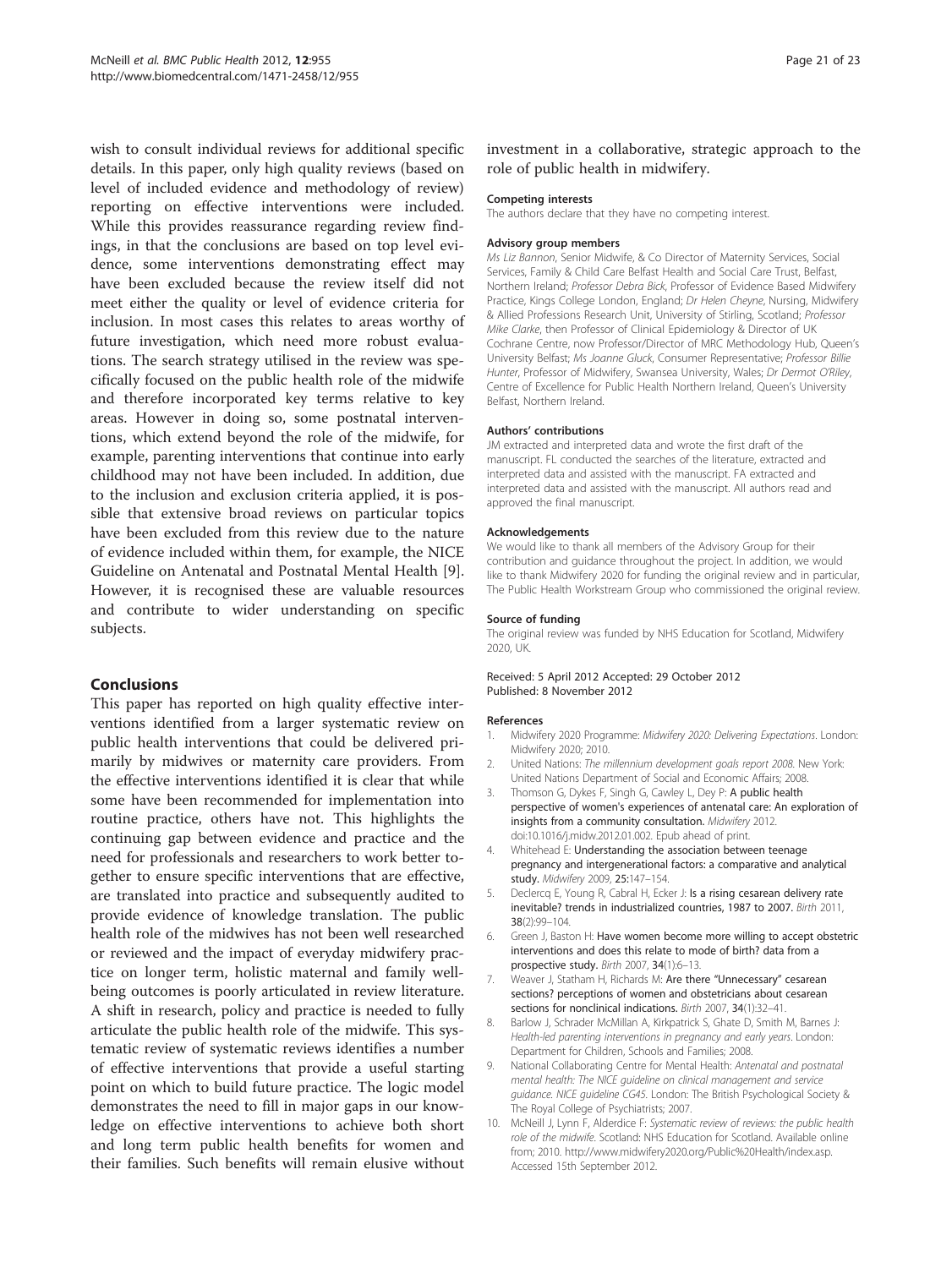wish to consult individual reviews for additional specific details. In this paper, only high quality reviews (based on level of included evidence and methodology of review) reporting on effective interventions were included. While this provides reassurance regarding review findings, in that the conclusions are based on top level evidence, some interventions demonstrating effect may have been excluded because the review itself did not meet either the quality or level of evidence criteria for inclusion. In most cases this relates to areas worthy of future investigation, which need more robust evaluations. The search strategy utilised in the review was specifically focused on the public health role of the midwife and therefore incorporated key terms relative to key areas. However in doing so, some postnatal interventions, which extend beyond the role of the midwife, for example, parenting interventions that continue into early childhood may not have been included. In addition, due to the inclusion and exclusion criteria applied, it is possible that extensive broad reviews on particular topics have been excluded from this review due to the nature of evidence included within them, for example, the NICE Guideline on Antenatal and Postnatal Mental Health [9]. However, it is recognised these are valuable resources and contribute to wider understanding on specific subjects.

## Conclusions

This paper has reported on high quality effective interventions identified from a larger systematic review on public health interventions that could be delivered primarily by midwives or maternity care providers. From the effective interventions identified it is clear that while some have been recommended for implementation into routine practice, others have not. This highlights the continuing gap between evidence and practice and the need for professionals and researchers to work better together to ensure specific interventions that are effective, are translated into practice and subsequently audited to provide evidence of knowledge translation. The public health role of the midwives has not been well researched or reviewed and the impact of everyday midwifery practice on longer term, holistic maternal and family wellbeing outcomes is poorly articulated in review literature. A shift in research, policy and practice is needed to fully articulate the public health role of the midwife. This systematic review of systematic reviews identifies a number of effective interventions that provide a useful starting point on which to build future practice. The logic model demonstrates the need to fill in major gaps in our knowledge on effective interventions to achieve both short and long term public health benefits for women and their families. Such benefits will remain elusive without investment in a collaborative, strategic approach to the role of public health in midwifery.

#### Competing interests
The authors declare that they have no competing interest.

#### Advisory group members
*Ms Liz Bannon*, Senior Midwife, & Co Director of Maternity Services, Social Services, Family & Child Care Belfast Health and Social Care Trust, Belfast, Northern Ireland; *Professor Debra Bick*, Professor of Evidence Based Midwifery Practice, Kings College London, England; *Dr Helen Cheyne*, Nursing, Midwifery & Allied Professions Research Unit, University of Stirling, Scotland; *Professor Mike Clarke*, then Professor of Clinical Epidemiology & Director of UK Cochrane Centre, now Professor/Director of MRC Methodology Hub, Queen's University Belfast; *Ms Joanne Gluck*, Consumer Representative; *Professor Billie Hunter*, Professor of Midwifery, Swansea University, Wales; *Dr Dermot O'Riley*, Centre of Excellence for Public Health Northern Ireland, Queen's University Belfast, Northern Ireland.

#### Authors' contributions
JM extracted and interpreted data and wrote the first draft of the manuscript. FL conducted the searches of the literature, extracted and interpreted data and assisted with the manuscript. FA extracted and interpreted data and assisted with the manuscript. All authors read and approved the final manuscript.

#### Acknowledgements
We would like to thank all members of the Advisory Group for their contribution and guidance throughout the project. In addition, we would like to thank Midwifery 2020 for funding the original review and in particular, The Public Health Workstream Group who commissioned the original review.

#### Source of funding
The original review was funded by NHS Education for Scotland, Midwifery 2020, UK.

Received: 5 April 2012 Accepted: 29 October 2012
Published: 8 November 2012

#### References
1. Midwifery 2020 Programme: *Midwifery 2020: Delivering Expectations*. London: Midwifery 2020; 2010.
2. United Nations: *The millennium development goals report 2008*. New York: United Nations Department of Social and Economic Affairs; 2008.
3. Thomson G, Dykes F, Singh G, Cawley L, Dey P: **A public health perspective of women's experiences of antenatal care: An exploration of insights from a community consultation.** *Midwifery* 2012. doi:10.1016/j.midw.2012.01.002. Epub ahead of print.
4. Whitehead E: **Understanding the association between teenage pregnancy and intergenerational factors: a comparative and analytical study.** *Midwifery* 2009, **25**:147–154.
5. Declercq E, Young R, Cabral H, Ecker J: **Is a rising cesarean delivery rate inevitable? trends in industrialized countries, 1987 to 2007.** *Birth* 2011, **38**(2):99–104.
6. Green J, Baston H: **Have women become more willing to accept obstetric interventions and does this relate to mode of birth? data from a prospective study.** *Birth* 2007, **34**(1):6–13.
7. Weaver J, Statham H, Richards M: **Are there "Unnecessary" cesarean sections? perceptions of women and obstetricians about cesarean sections for nonclinical indications.** *Birth* 2007, **34**(1):32–41.
8. Barlow J, Schrader McMillan A, Kirkpatrick S, Ghate D, Smith M, Barnes J: *Health-led parenting interventions in pregnancy and early years*. London: Department for Children, Schools and Families; 2008.
9. National Collaborating Centre for Mental Health: *Antenatal and postnatal mental health: The NICE guideline on clinical management and service guidance. NICE guideline CG45*. London: The British Psychological Society & The Royal College of Psychiatrists; 2007.
10. McNeill J, Lynn F, Alderdice F: *Systematic review of reviews: the public health role of the midwife*. Scotland: NHS Education for Scotland. Available online from; 2010. http://www.midwifery2020.org/Public%20Health/index.asp. Accessed 15th September 2012.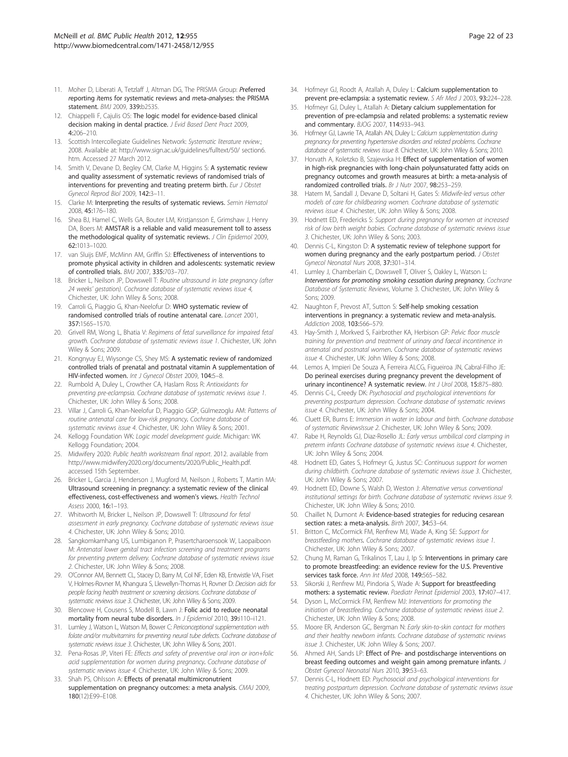11. Moher D, Liberati A, Tetzlaff J, Altman DG, The PRISMA Group: *P*referred *r*eporting *i*tems for *s*ystematic reviews and *m*eta-*a*nalyses: the PRISMA statement. *BMJ* 2009, 339:b2535.
12. Chiappelli F, Cajulis OS: The logic model for evidence-based clinical decision making in dental practice. *J Evid Based Dent Pract* 2009, 4:206–210.
13. Scottish Intercollegiate Guidelines Network: *Systematic literature review*.; 2008. Available at: http://www.sign.ac.uk/guidelines/fulltext/50/ section6. htm. Accessed 27 March 2012.
14. Smith V, Devane D, Begley CM, Clarke M, Higgins S: A systematic review and quality assessment of systematic reviews of randomised trials of interventions for preventing and treating preterm birth. *Eur J Obstet Gynecol Reprod Biol* 2009, 142:3–11.
15. Clarke M: Interpreting the results of systematic reviews. *Semin Hematol* 2008, 45:176–180.
16. Shea BJ, Hamel C, Wells GA, Bouter LM, Kristjansson E, Grimshaw J, Henry DA, Boers M: AMSTAR is a reliable and valid measurement toll to assess the methodological quality of systematic reviews. *J Clin Epidemol* 2009, 62:1013–1020.
17. van Sluijs EMF, McMinn AM, Griffin SJ: Effectiveness of interventions to promote physical activity in children and adolescents: systematic review of controlled trials. *BMJ* 2007, 335:703–707.
18. Bricker L, Neilson JP, Dowswell T: *Routine ultrasound in late pregnancy (after 24 weeks' gestation). Cochrane database of systematic reviews issue 4*, Chichester, UK: John Wiley & Sons; 2008.
19. Carroli G, Piaggio G, Khan-Neelofur D: WHO systematic review of randomised controlled trials of routine antenatal care. *Lancet* 2001, 357:1565–1570.
20. Grivell RM, Wong L, Bhatia V: *Regimens of fetal surveillance for impaired fetal growth. Cochrane database of systematic reviews issue 1*. Chichester, UK: John Wiley & Sons; 2009.
21. Kongnyuy EJ, Wiysonge CS, Shey MS: A systematic review of randomized controlled trials of prenatal and postnatal vitamin A supplementation of HIV-infected women. *Int J Gynecol Obstet* 2009, 104:5–8.
22. Rumbold A, Duley L, Crowther CA, Haslam Ross R: *Antioxidants for preventing pre-eclampsia. Cochrane database of systematic reviews issue 1*. Chichester, UK: John Wiley & Sons; 2008.
23. Villar J, Carroli G, Khan-Neelofur D, Piaggio GGP, Gülmezoglu AM: *Patterns of routine antenatal care for low-risk pregnancy. Cochrane database of systematic reviews issue 4*. Chichester, UK: John Wiley & Sons; 2001.
24. Kellogg Foundation WK: *Logic model development guide*. Michigan: WK Kellogg Foundation; 2004.
25. Midwifery 2020: *Public health workstream final report*. 2012. available from http://www.midwifery2020.org/documents/2020/Public_Health.pdf. accessed 15th September.
26. Bricker L, Garcia J, Henderson J, Mugford M, Neilson J, Roberts T, Martin MA: Ultrasound screening in pregnancy: a systematic review of the clinical effectiveness, cost-effectiveness and women's views. *Health Technol Assess* 2000, 16:1–193.
27. Whitworth M, Bricker L, Neilson JP, Dowswell T: *Ultrasound for fetal assessment in early pregnancy. Cochrane database of systematic reviews issue 4*. Chichester, UK: John Wiley & Sons; 2010.
28. Sangkomkamhang US, Lumbiganon P, Prasertcharoensook W, Laopaiboon M: *Antenatal lower genital tract infection screening and treatment programs for preventing preterm delivery. Cochrane database of systematic reviews issue 2*. Chichester, UK: John Wiley & Sons; 2008.
29. O'Connor AM, Bennett CL, Stacey D, Barry M, Col NF, Eden KB, Entwistle VA, Fiset V, Holmes-Rovner M, Khangura S, Llewellyn-Thomas H, Rovner D: *Decision aids for people facing health treatment or screening decisions. Cochrane database of systematic reviews issue 3*. Chichester, UK: John Wiley & Sons; 2009.
30. Blencowe H, Cousens S, Modell B, Lawn J: Folic acid to reduce neonatal mortality from neural tube disorders. *In J Epidemiol* 2010, 39:i110–i121.
31. Lumley J, Watson L, Watson M, Bower C: *Periconceptional supplementation with folate and/or multivitamins for preventing neural tube defects. Cochrane database of systematic reviews issue 3*. Chichester, UK: John Wiley & Sons; 2001.
32. Pena-Rosas JP, Viteri FE: *Effects and safety of preventive oral iron or iron+folic acid supplementation for women during pregnancy. Cochrane database of systematic reviews issue 4*. Chichester, UK: John Wiley & Sons; 2009.
33. Shah PS, Ohlsson A: Effects of prenatal multimicronutrient supplementation on pregnancy outcomes: a meta analysis. *CMAJ* 2009, 180(12):E99–E108.
34. Hofmeyr GJ, Roodt A, Atallah A, Duley L: Calcium supplementation to prevent pre-eclampsia: a systematic review. *S Afr Med J* 2003, 93:224–228.
35. Hofmeyr GJ, Duley L, Atallah A: Dietary calcium supplementation for prevention of pre-eclampsia and related problems: a systematic review and commentary. *BJOG* 2007, 114:933–943.
36. Hofmeyr GJ, Lawrie TA, Atallah AN, Duley L: *Calcium supplementation during pregnancy for preventing hypertensive disorders and related problems. Cochrane database of systematic reviews issue 8*. Chichester, UK: John Wiley & Sons; 2010.
37. Horvath A, Koletzko B, Szajewska H: Effect of supplementation of women in high-risk pregnancies with long-chain polyunsaturated fatty acids on pregnancy outcomes and growth measures at birth: a meta-analysis of randomized controlled trials. *Br J Nutr* 2007, 98:253–259.
38. Hatem M, Sandall J, Devane D, Soltani H, Gates S: *Midwife-led versus other models of care for childbearing women. Cochrane database of systematic reviews issue 4*. Chichester, UK: John Wiley & Sons; 2008.
39. Hodnett ED, Fredericks S: *Support during pregnancy for women at increased risk of low birth weight babies. Cochrane database of systematic reviews issue 3*. Chichester, UK: John Wiley & Sons; 2003.
40. Dennis C-L, Kingston D: A systematic review of telephone support for women during pregnancy and the early postpartum period. *J Obstet Gynecol Neonatal Nurs* 2008, 37:301–314.
41. Lumley J, Chamberlain C, Dowswell T, Oliver S, Oakley L, Watson L: *Interventions for promoting smoking cessation during pregnancy*, *Cochrane Database of Systematic Reviews*, Volume 3. Chichester, UK: John Wiley & Sons; 2009.
42. Naughton F, Prevost AT, Sutton S: Self-help smoking cessation interventions in pregnancy: a systematic review and meta-analysis. *Addiction* 2008, 103:566–579.
43. Hay-Smith J, Morkved S, Fairbrother KA, Herbison GP: *Pelvic floor muscle training for prevention and treatment of urinary and faecal incontinence in antenatal and postnatal women. Cochrane database of systematic reviews issue 4*. Chichester, UK: John Wiley & Sons; 2008.
44. Lemos A, Impieri De Souza A, Ferreira ALCG, Figueiroa JN, Cabral-Filho JE: Do perineal exercises during pregnancy prevent the development of urinary incontinence? A systematic review. *Int J Urol* 2008, 15:875–880.
45. Dennis C-L, Creedy DK: *Psychosocial and psychological interventions for preventing postpartum depression. Cochrane database of systematic reviews issue 4*. Chichester, UK: John Wiley & Sons; 2004.
46. Cluett ER, Burns E: *Immersion in water in labour and birth. Cochrane database of systematic ReviewsIssue 2*. Chichester, UK: John Wiley & Sons; 2009.
47. Rabe H, Reynolds GJ, Diaz-Rosello JL: *Early versus umbilical cord clamping in preterm infants Cochrane database of systematic reviews issue 4*. Chichester, UK: John Wiley & Sons; 2004.
48. Hodnett ED, Gates S, Hofmeyr G, Justus SC: *Continuous support for women during childbirth. Cochrane database of systematic reviews issue 3*. Chichester, UK: John Wiley & Sons; 2007.
49. Hodnett ED, Downe S, Walsh D, Weston J: *Alternative versus conventional institutional settings for birth. Cochrane database of systematic reviews issue 9*. Chichester, UK: John Wiley & Sons; 2010.
50. Chaillet N, Dumont A: Evidence-based strategies for reducing cesarean section rates: a meta-analysis. *Birth* 2007, 34:53–64.
51. Britton C, McCormick FM, Renfrew MJ, Wade A, King SE: *Support for breastfeeding mothers. Cochrane database of systematic reviews issue 1*. Chichester, UK: John Wiley & Sons; 2007.
52. Chung M, Raman G, Trikalinos T, Lau J, Ip S: Interventions in primary care to promote breastfeeding: an evidence review for the U.S. Preventive services task force. *Ann Int Med* 2008, 149:565–582.
53. Sikorski J, Renfrew MJ, Pindoria S, Wade A: Support for breastfeeding mothers: a systematic review. *Paediatr Perinat Epidemiol* 2003, 17:407–417.
54. Dyson L, McCormick FM, Renfrew MJ: *Interventions for promoting the initiation of breastfeeding. Cochrane database of systematic reviews issue 2*. Chichester, UK: John Wiley & Sons; 2008.
55. Moore ER, Anderson GC, Bergman N: *Early skin-to-skin contact for mothers and their healthy newborn infants. Cochrane database of systematic reviews issue 3*. Chichester, UK: John Wiley & Sons; 2007.
56. Ahmed AH, Sands LP: Effect of Pre- and postdischarge interventions on breast feeding outcomes and weight gain among premature infants. *J Obstet Gynecol Neonatal Nurs* 2010, 39:53–63.
57. Dennis C-L, Hodnett ED: *Psychosocial and psychological interventions for treating postpartum depression. Cochrane database of systematic reviews issue 4*. Chichester, UK: John Wiley & Sons; 2007.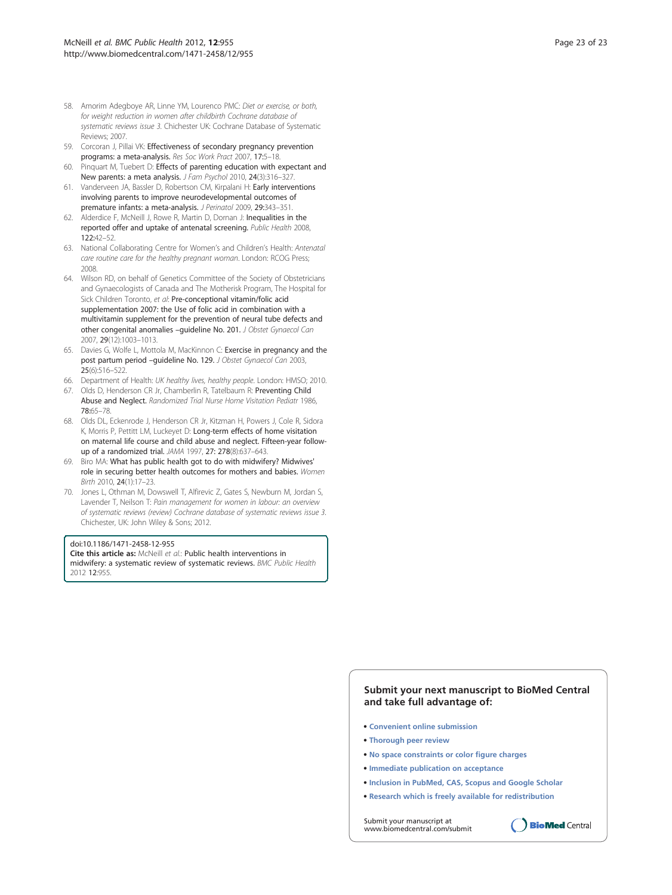58. Amorim Adegboye AR, Linne YM, Lourenco PMC: *Diet or exercise, or both, for weight reduction in women after childbirth Cochrane database of systematic reviews issue 3*. Chichester UK: Cochrane Database of Systematic Reviews; 2007.
59. Corcoran J, Pillai VK: **Effectiveness of secondary pregnancy prevention programs: a meta-analysis.** *Res Soc Work Pract* 2007, **17:**5–18.
60. Pinquart M, Tuebert D: **Effects of parenting education with expectant and New parents: a meta analysis.** *J Fam Psychol* 2010, **24**(3):316–327.
61. Vanderveen JA, Bassler D, Robertson CM, Kirpalani H: **Early interventions involving parents to improve neurodevelopmental outcomes of premature infants: a meta-analysis.** *J Perinatol* 2009, **29:**343–351.
62. Alderdice F, McNeill J, Rowe R, Martin D, Dornan J: **Inequalities in the reported offer and uptake of antenatal screening.** *Public Health* 2008, **122:**42–52.
63. National Collaborating Centre for Women's and Children's Health: *Antenatal care routine care for the healthy pregnant woman*. London: RCOG Press; 2008.
64. Wilson RD, on behalf of Genetics Committee of the Society of Obstetricians and Gynaecologists of Canada and The Motherisk Program, The Hospital for Sick Children Toronto, *et al*: **Pre-conceptional vitamin/folic acid supplementation 2007: the Use of folic acid in combination with a multivitamin supplement for the prevention of neural tube defects and other congenital anomalies –guideline No. 201.** *J Obstet Gynaecol Can* 2007, **29**(12):1003–1013.
65. Davies G, Wolfe L, Mottola M, MacKinnon C: **Exercise in pregnancy and the post partum period –guideline No. 129.** *J Obstet Gynaecol Can* 2003, **25**(6):516–522.
66. Department of Health: *UK healthy lives, healthy people*. London: HMSO; 2010.
67. Olds D, Henderson CR Jr, Chamberlin R, Tatelbaum R: **Preventing Child Abuse and Neglect.** *Randomized Trial Nurse Home Visitation Pediatr* 1986, **78:**65–78.
68. Olds DL, Eckenrode J, Henderson CR Jr, Kitzman H, Powers J, Cole R, Sidora K, Morris P, Pettitt LM, Luckeyet D: **Long-term effects of home visitation on maternal life course and child abuse and neglect. Fifteen-year follow-up of a randomized trial.** *JAMA* 1997, **27: 278**(8):637–643.
69. Biro MA: **What has public health got to do with midwifery? Midwives' role in securing better health outcomes for mothers and babies.** *Women Birth* 2010, **24**(1):17–23.
70. Jones L, Othman M, Dowswell T, Alfirevic Z, Gates S, Newburn M, Jordan S, Lavender T, Neilson T: *Pain management for women in labour: an overview of systematic reviews (review) Cochrane database of systematic reviews issue 3*. Chichester, UK: John Wiley & Sons; 2012.

doi:10.1186/1471-2458-12-955
**Cite this article as:** McNeill *et al.*: Public health interventions in midwifery: a systematic review of systematic reviews. *BMC Public Health* 2012 **12**:955.

**Submit your next manuscript to BioMed Central and take full advantage of:**

- **Convenient online submission**
- **Thorough peer review**
- **No space constraints or color figure charges**
- **Immediate publication on acceptance**
- **Inclusion in PubMed, CAS, Scopus and Google Scholar**
- **Research which is freely available for redistribution**

Submit your manuscript at
www.biomedcentral.com/submit

BioMed Central